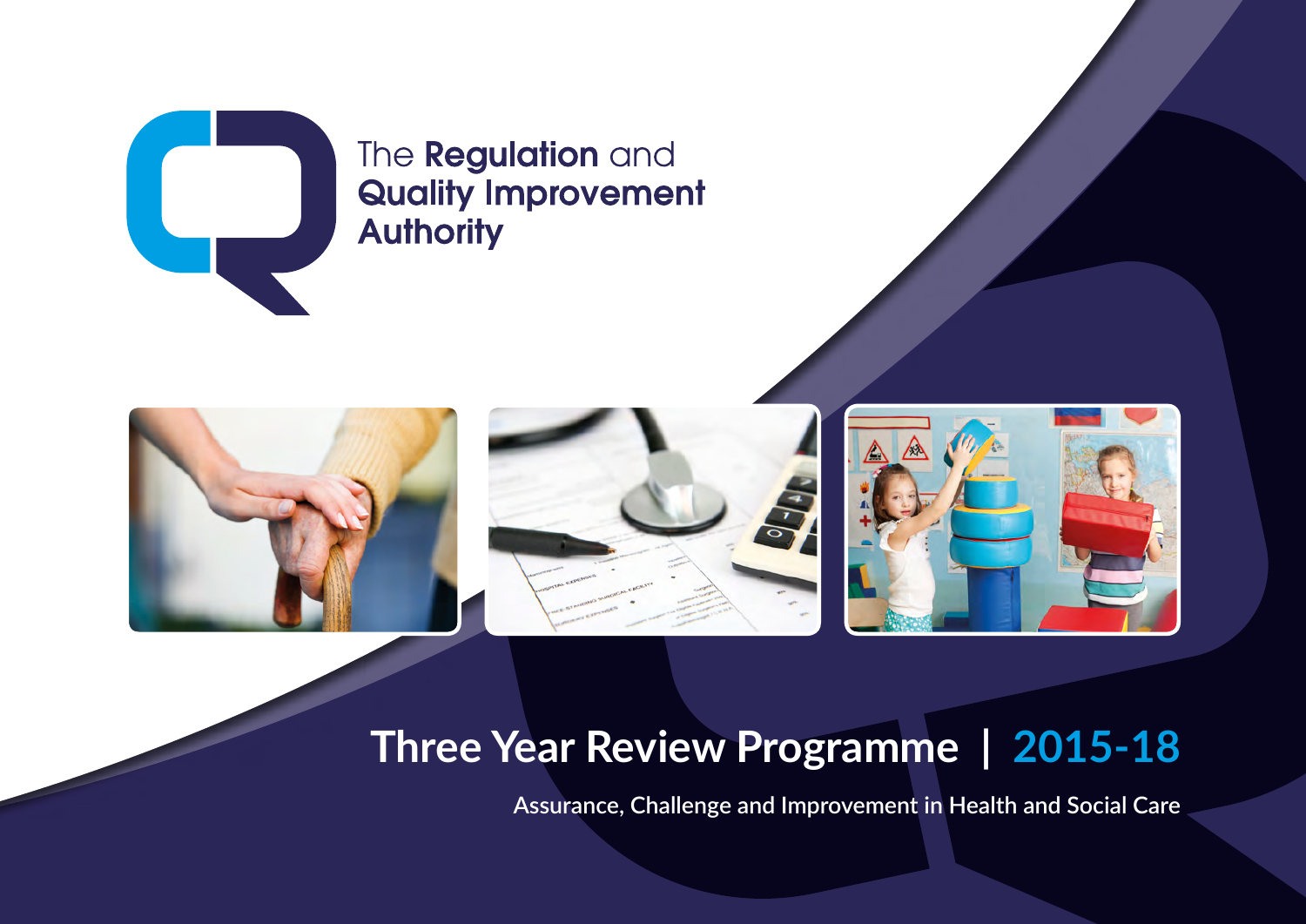The **Regulation** and
**Quality Improvement**
**Authority**

# Three Year Review Programme | 2015-18

Assurance, Challenge and Improvement in Health and Social Care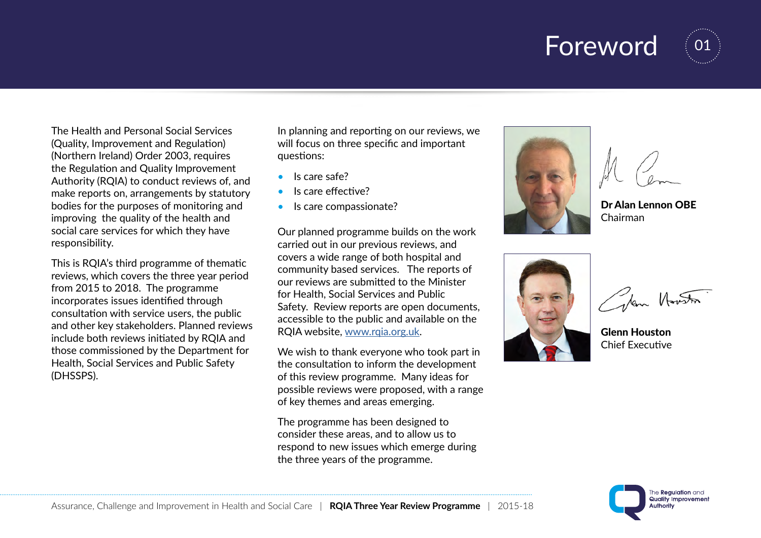# Foreword

The Health and Personal Social Services (Quality, Improvement and Regulation) (Northern Ireland) Order 2003, requires the Regulation and Quality Improvement Authority (RQIA) to conduct reviews of, and make reports on, arrangements by statutory bodies for the purposes of monitoring and improving the quality of the health and social care services for which they have responsibility.

This is RQIA's third programme of thematic reviews, which covers the three year period from 2015 to 2018. The programme incorporates issues identified through consultation with service users, the public and other key stakeholders. Planned reviews include both reviews initiated by RQIA and those commissioned by the Department for Health, Social Services and Public Safety (DHSSPS).

In planning and reporting on our reviews, we will focus on three specific and important questions:

- Is care safe?
- Is care effective?
- Is care compassionate?

Our planned programme builds on the work carried out in our previous reviews, and covers a wide range of both hospital and community based services. The reports of our reviews are submitted to the Minister for Health, Social Services and Public Safety. Review reports are open documents, accessible to the public and available on the RQIA website, [www.rqia.org.uk](http://www.rqia.org.uk).

We wish to thank everyone who took part in the consultation to inform the development of this review programme. Many ideas for possible reviews were proposed, with a range of key themes and areas emerging.

The programme has been designed to consider these areas, and to allow us to respond to new issues which emerge during the three years of the programme.

**Dr Alan Lennon OBE**
Chairman

**Glenn Houston**
Chief Executive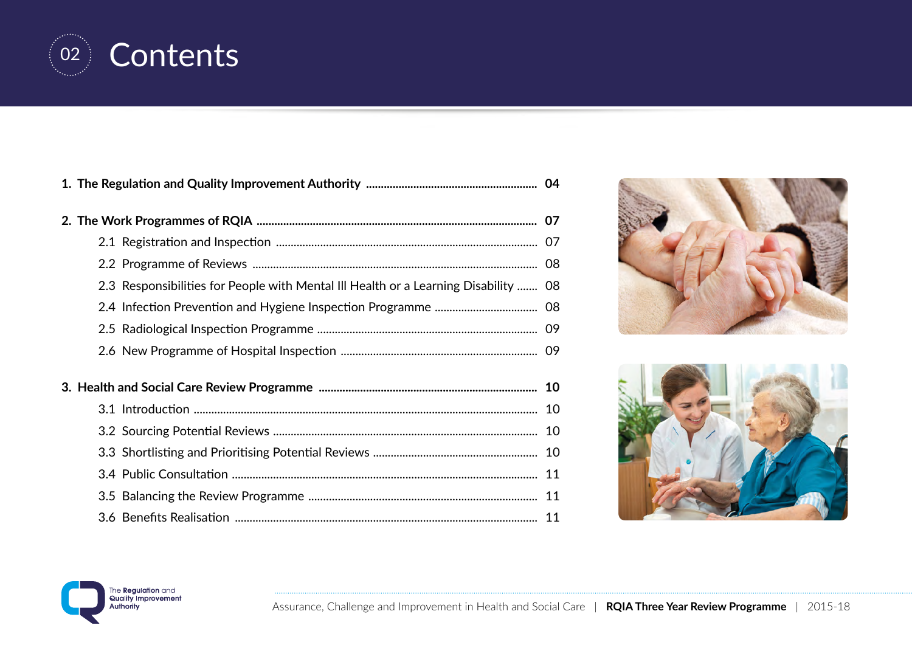# Contents

1. **The Regulation and Quality Improvement Authority** ........................................................ **04**

2. **The Work Programmes of RQIA** ........................................................................................... **07**
   - 2.1 Registration and Inspection ........................................................................................ 07
   - 2.2 Programme of Reviews ............................................................................................... 08
   - 2.3 Responsibilities for People with Mental Ill Health or a Learning Disability ....... 08
   - 2.4 Infection Prevention and Hygiene Inspection Programme .................................. 08
   - 2.5 Radiological Inspection Programme .......................................................................... 09
   - 2.6 New Programme of Hospital Inspection .................................................................. 09

3. **Health and Social Care Review Programme** ........................................................................ **10**
   - 3.1 Introduction .................................................................................................................. 10
   - 3.2 Sourcing Potential Reviews ......................................................................................... 10
   - 3.3 Shortlisting and Prioritising Potential Reviews ....................................................... 10
   - 3.4 Public Consultation ...................................................................................................... 11
   - 3.5 Balancing the Review Programme ............................................................................. 11
   - 3.6 Benefits Realisation ..................................................................................................... 11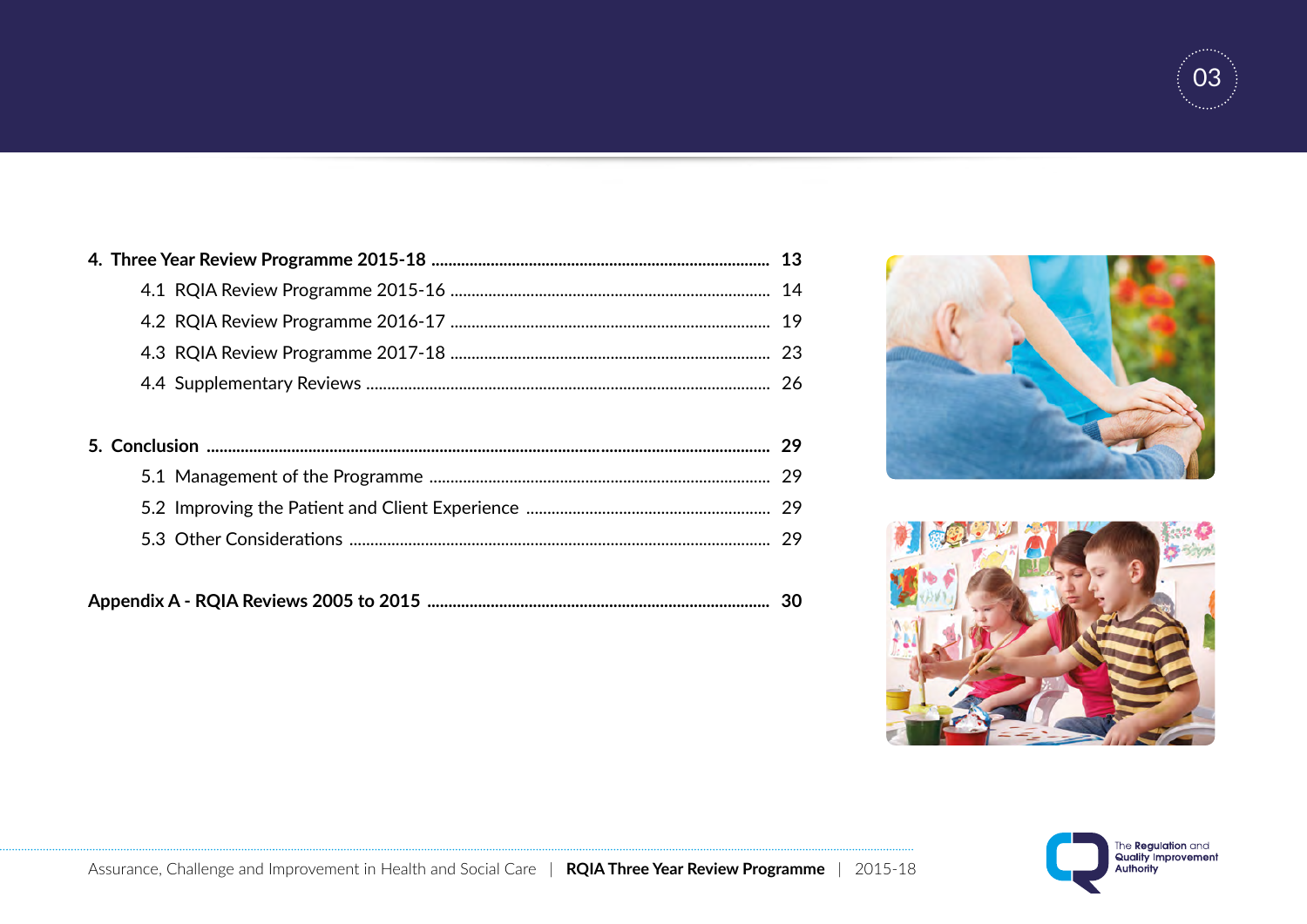**4. Three Year Review Programme 2015-18 .......... 13**

- 4.1 RQIA Review Programme 2015-16 .......... 14
- 4.2 RQIA Review Programme 2016-17 .......... 19
- 4.3 RQIA Review Programme 2017-18 .......... 23
- 4.4 Supplementary Reviews .......... 26

**5. Conclusion .......... 29**

- 5.1 Management of the Programme .......... 29
- 5.2 Improving the Patient and Client Experience .......... 29
- 5.3 Other Considerations .......... 29

**Appendix A - RQIA Reviews 2005 to 2015 .......... 30**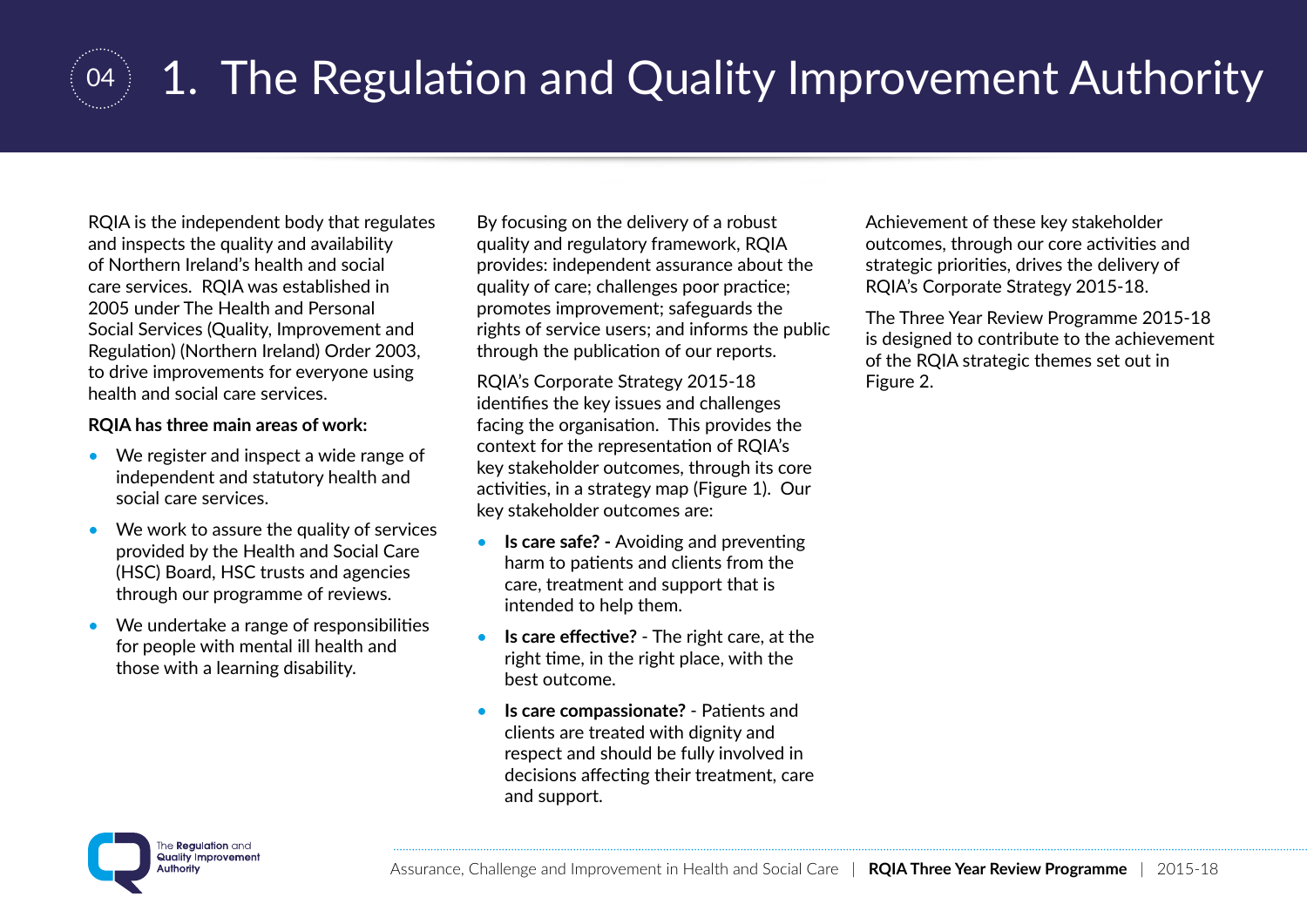# 1. The Regulation and Quality Improvement Authority

RQIA is the independent body that regulates and inspects the quality and availability of Northern Ireland's health and social care services. RQIA was established in 2005 under The Health and Personal Social Services (Quality, Improvement and Regulation) (Northern Ireland) Order 2003, to drive improvements for everyone using health and social care services.

**RQIA has three main areas of work:**

- We register and inspect a wide range of independent and statutory health and social care services.
- We work to assure the quality of services provided by the Health and Social Care (HSC) Board, HSC trusts and agencies through our programme of reviews.
- We undertake a range of responsibilities for people with mental ill health and those with a learning disability.

By focusing on the delivery of a robust quality and regulatory framework, RQIA provides: independent assurance about the quality of care; challenges poor practice; promotes improvement; safeguards the rights of service users; and informs the public through the publication of our reports.

RQIA's Corporate Strategy 2015-18 identifies the key issues and challenges facing the organisation. This provides the context for the representation of RQIA's key stakeholder outcomes, through its core activities, in a strategy map (Figure 1). Our key stakeholder outcomes are:

- **Is care safe? -** Avoiding and preventing harm to patients and clients from the care, treatment and support that is intended to help them.
- **Is care effective?** - The right care, at the right time, in the right place, with the best outcome.
- **Is care compassionate?** - Patients and clients are treated with dignity and respect and should be fully involved in decisions affecting their treatment, care and support.

Achievement of these key stakeholder outcomes, through our core activities and strategic priorities, drives the delivery of RQIA's Corporate Strategy 2015-18.

The Three Year Review Programme 2015-18 is designed to contribute to the achievement of the RQIA strategic themes set out in Figure 2.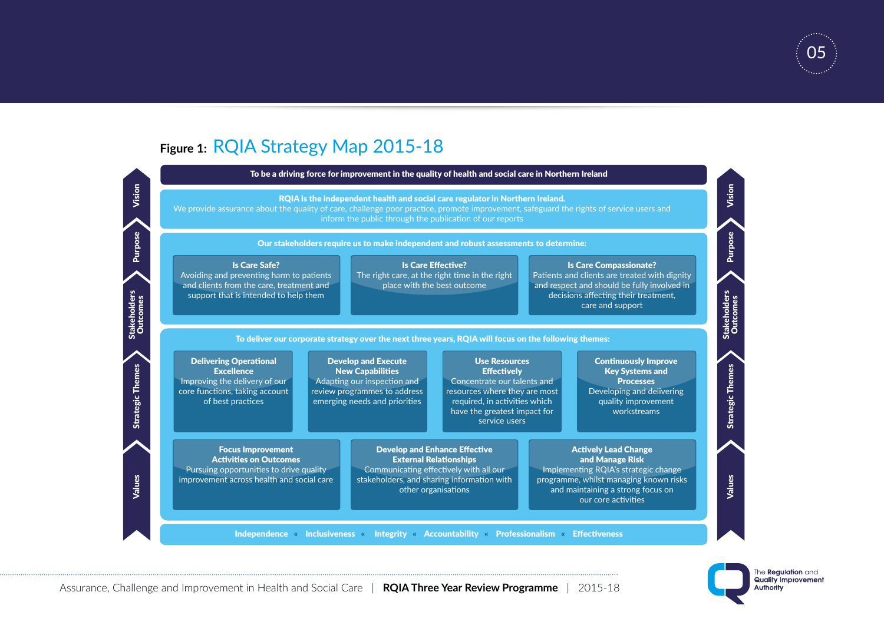**Figure 1:** RQIA Strategy Map 2015-18

**Vision**

**To be a driving force for improvement in the quality of health and social care in Northern Ireland**

**Purpose**

**RQIA is the independent health and social care regulator in Northern Ireland.**
We provide assurance about the quality of care, challenge poor practice, promote improvement, safeguard the rights of service users and inform the public through the publication of our reports

**Stakeholders Outcomes**

**Our stakeholders require us to make independent and robust assessments to determine:**

- **Is Care Safe?** Avoiding and preventing harm to patients and clients from the care, treatment and support that is intended to help them
- **Is Care Effective?** The right care, at the right time in the right place with the best outcome
- **Is Care Compassionate?** Patients and clients are treated with dignity and respect and should be fully involved in decisions affecting their treatment, care and support

**Strategic Themes**

**To deliver our corporate strategy over the next three years, RQIA will focus on the following themes:**

- **Delivering Operational Excellence** Improving the delivery of our core functions, taking account of best practices
- **Develop and Execute New Capabilities** Adapting our inspection and review programmes to address emerging needs and priorities
- **Use Resources Effectively** Concentrate our talents and resources where they are most required, in activities which have the greatest impact for service users
- **Continuously Improve Key Systems and Processes** Developing and delivering quality improvement workstreams
- **Focus Improvement Activities on Outcomes** Pursuing opportunities to drive quality improvement across health and social care
- **Develop and Enhance Effective External Relationships** Communicating effectively with all our stakeholders, and sharing information with other organisations
- **Actively Lead Change and Manage Risk** Implementing RQIA's strategic change programme, whilst managing known risks and maintaining a strong focus on our core activities

**Values**

**Independence « Inclusiveness « Integrity « Accountability « Professionalism « Effectiveness**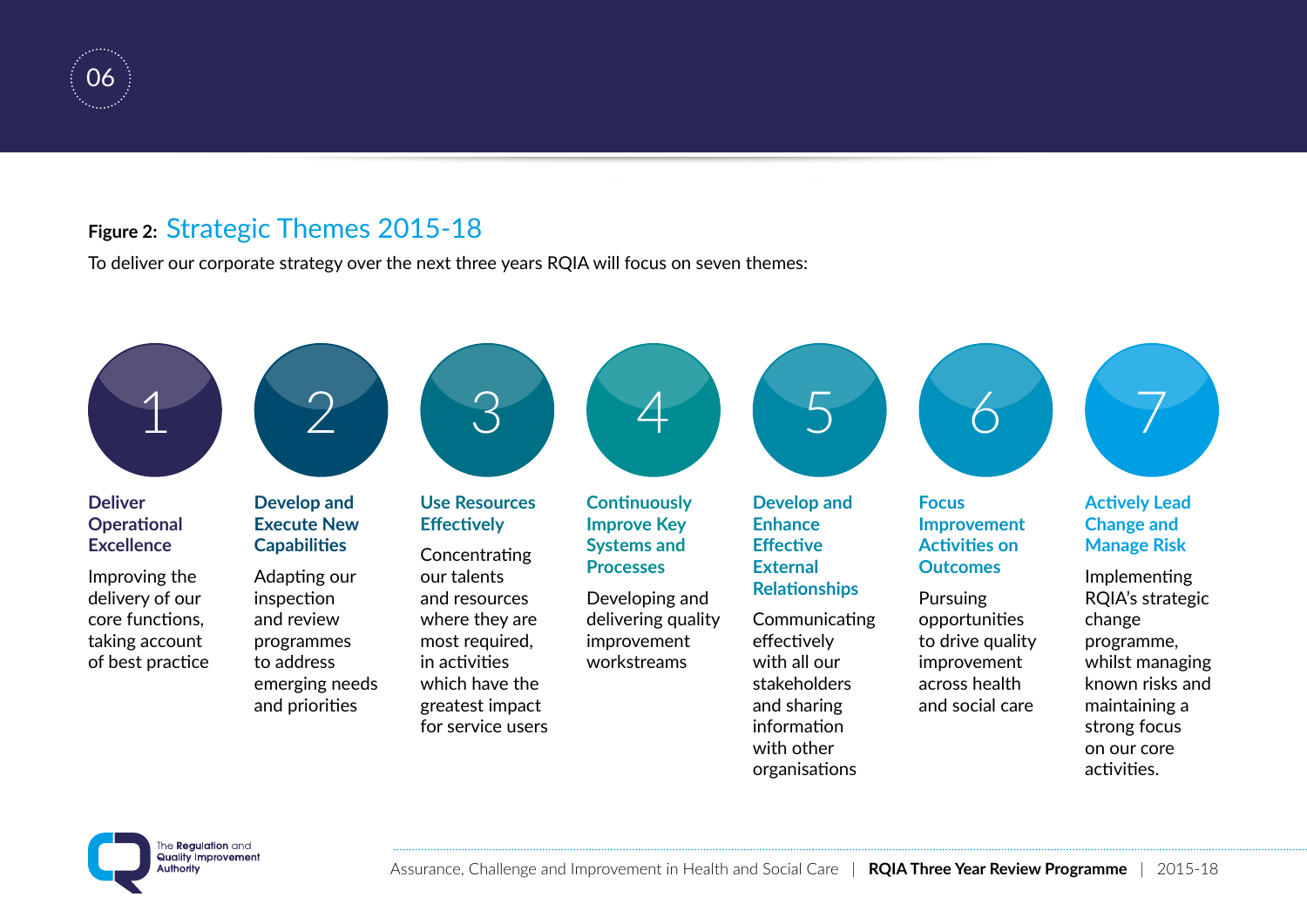**Figure 2:** Strategic Themes 2015-18

To deliver our corporate strategy over the next three years RQIA will focus on seven themes:

**1. Deliver Operational Excellence**

Improving the delivery of our core functions, taking account of best practice

**2. Develop and Execute New Capabilities**

Adapting our inspection and review programmes to address emerging needs and priorities

**3. Use Resources Effectively**

Concentrating our talents and resources where they are most required, in activities which have the greatest impact for service users

**4. Continuously Improve Key Systems and Processes**

Developing and delivering quality improvement workstreams

**5. Develop and Enhance Effective External Relationships**

Communicating effectively with all our stakeholders and sharing information with other organisations

**6. Focus Improvement Activities on Outcomes**

Pursuing opportunities to drive quality improvement across health and social care

**7. Actively Lead Change and Manage Risk**

Implementing RQIA's strategic change programme, whilst managing known risks and maintaining a strong focus on our core activities.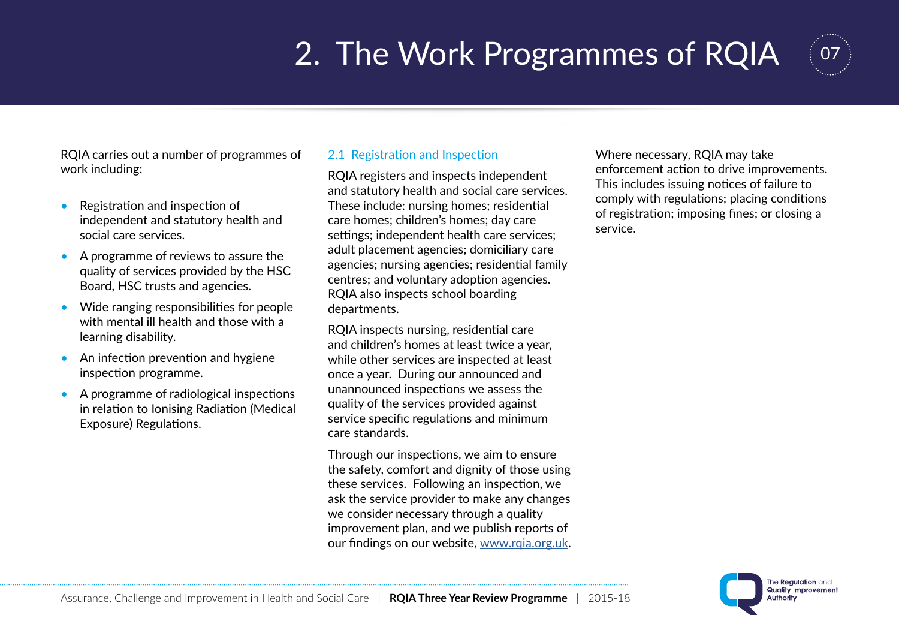# 2. The Work Programmes of RQIA

RQIA carries out a number of programmes of work including:

- Registration and inspection of independent and statutory health and social care services.
- A programme of reviews to assure the quality of services provided by the HSC Board, HSC trusts and agencies.
- Wide ranging responsibilities for people with mental ill health and those with a learning disability.
- An infection prevention and hygiene inspection programme.
- A programme of radiological inspections in relation to Ionising Radiation (Medical Exposure) Regulations.

## 2.1 Registration and Inspection

RQIA registers and inspects independent and statutory health and social care services. These include: nursing homes; residential care homes; children's homes; day care settings; independent health care services; adult placement agencies; domiciliary care agencies; nursing agencies; residential family centres; and voluntary adoption agencies. RQIA also inspects school boarding departments.

RQIA inspects nursing, residential care and children's homes at least twice a year, while other services are inspected at least once a year. During our announced and unannounced inspections we assess the quality of the services provided against service specific regulations and minimum care standards.

Through our inspections, we aim to ensure the safety, comfort and dignity of those using these services. Following an inspection, we ask the service provider to make any changes we consider necessary through a quality improvement plan, and we publish reports of our findings on our website, www.rqia.org.uk.

Where necessary, RQIA may take enforcement action to drive improvements. This includes issuing notices of failure to comply with regulations; placing conditions of registration; imposing fines; or closing a service.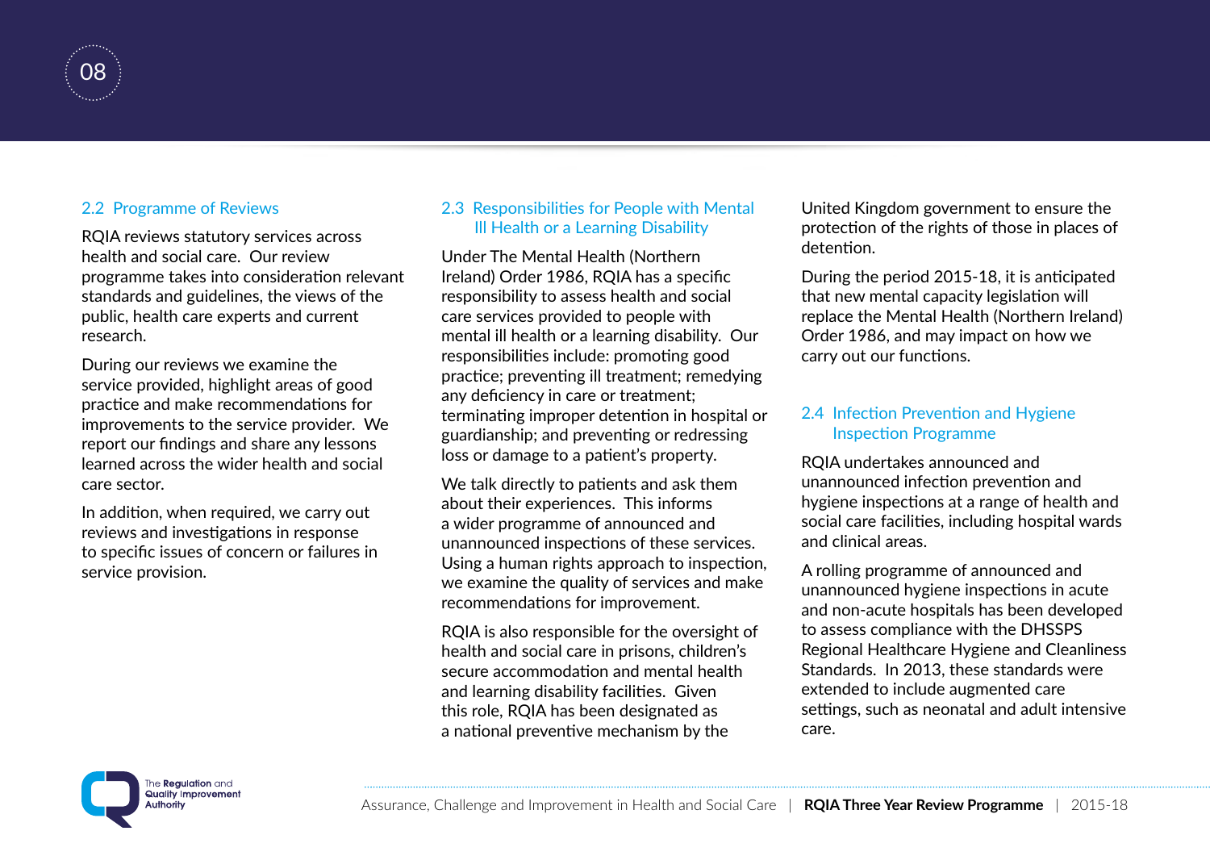## 2.2 Programme of Reviews

RQIA reviews statutory services across health and social care. Our review programme takes into consideration relevant standards and guidelines, the views of the public, health care experts and current research.

During our reviews we examine the service provided, highlight areas of good practice and make recommendations for improvements to the service provider. We report our findings and share any lessons learned across the wider health and social care sector.

In addition, when required, we carry out reviews and investigations in response to specific issues of concern or failures in service provision.

## 2.3 Responsibilities for People with Mental Ill Health or a Learning Disability

Under The Mental Health (Northern Ireland) Order 1986, RQIA has a specific responsibility to assess health and social care services provided to people with mental ill health or a learning disability. Our responsibilities include: promoting good practice; preventing ill treatment; remedying any deficiency in care or treatment; terminating improper detention in hospital or guardianship; and preventing or redressing loss or damage to a patient's property.

We talk directly to patients and ask them about their experiences. This informs a wider programme of announced and unannounced inspections of these services. Using a human rights approach to inspection, we examine the quality of services and make recommendations for improvement.

RQIA is also responsible for the oversight of health and social care in prisons, children's secure accommodation and mental health and learning disability facilities. Given this role, RQIA has been designated as a national preventive mechanism by the United Kingdom government to ensure the protection of the rights of those in places of detention.

During the period 2015-18, it is anticipated that new mental capacity legislation will replace the Mental Health (Northern Ireland) Order 1986, and may impact on how we carry out our functions.

## 2.4 Infection Prevention and Hygiene Inspection Programme

RQIA undertakes announced and unannounced infection prevention and hygiene inspections at a range of health and social care facilities, including hospital wards and clinical areas.

A rolling programme of announced and unannounced hygiene inspections in acute and non-acute hospitals has been developed to assess compliance with the DHSSPS Regional Healthcare Hygiene and Cleanliness Standards. In 2013, these standards were extended to include augmented care settings, such as neonatal and adult intensive care.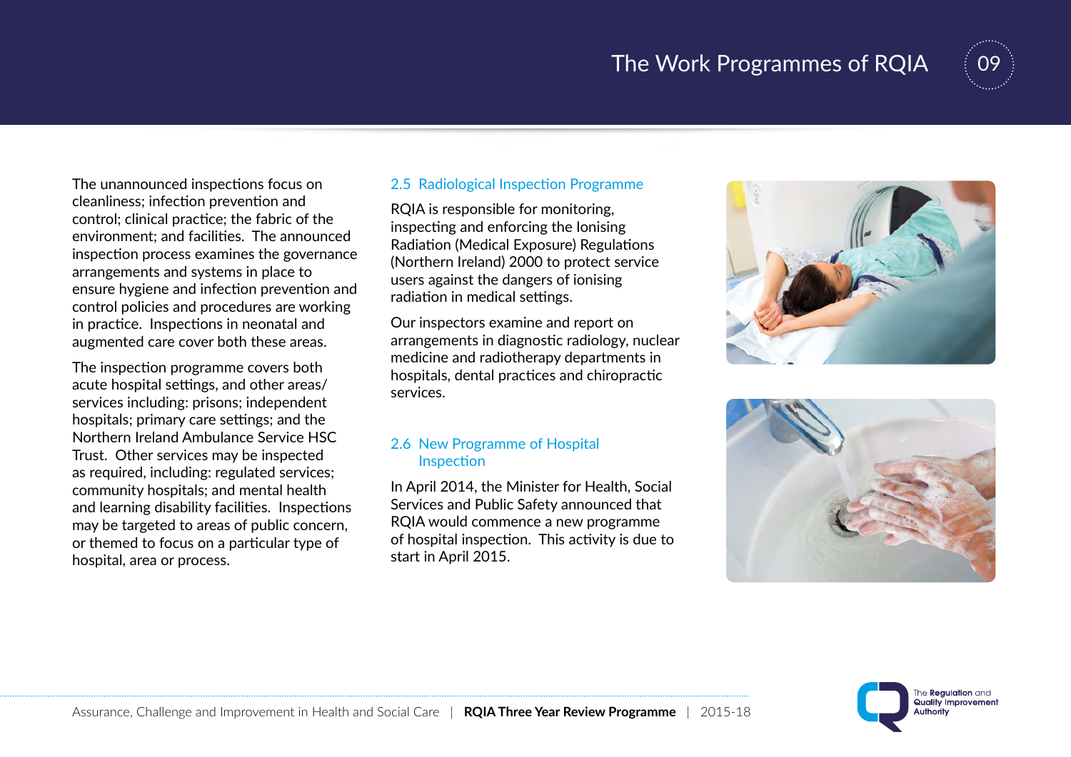The unannounced inspections focus on cleanliness; infection prevention and control; clinical practice; the fabric of the environment; and facilities. The announced inspection process examines the governance arrangements and systems in place to ensure hygiene and infection prevention and control policies and procedures are working in practice. Inspections in neonatal and augmented care cover both these areas.

The inspection programme covers both acute hospital settings, and other areas/services including: prisons; independent hospitals; primary care settings; and the Northern Ireland Ambulance Service HSC Trust. Other services may be inspected as required, including: regulated services; community hospitals; and mental health and learning disability facilities. Inspections may be targeted to areas of public concern, or themed to focus on a particular type of hospital, area or process.

## 2.5 Radiological Inspection Programme

RQIA is responsible for monitoring, inspecting and enforcing the Ionising Radiation (Medical Exposure) Regulations (Northern Ireland) 2000 to protect service users against the dangers of ionising radiation in medical settings.

Our inspectors examine and report on arrangements in diagnostic radiology, nuclear medicine and radiotherapy departments in hospitals, dental practices and chiropractic services.

## 2.6 New Programme of Hospital Inspection

In April 2014, the Minister for Health, Social Services and Public Safety announced that RQIA would commence a new programme of hospital inspection. This activity is due to start in April 2015.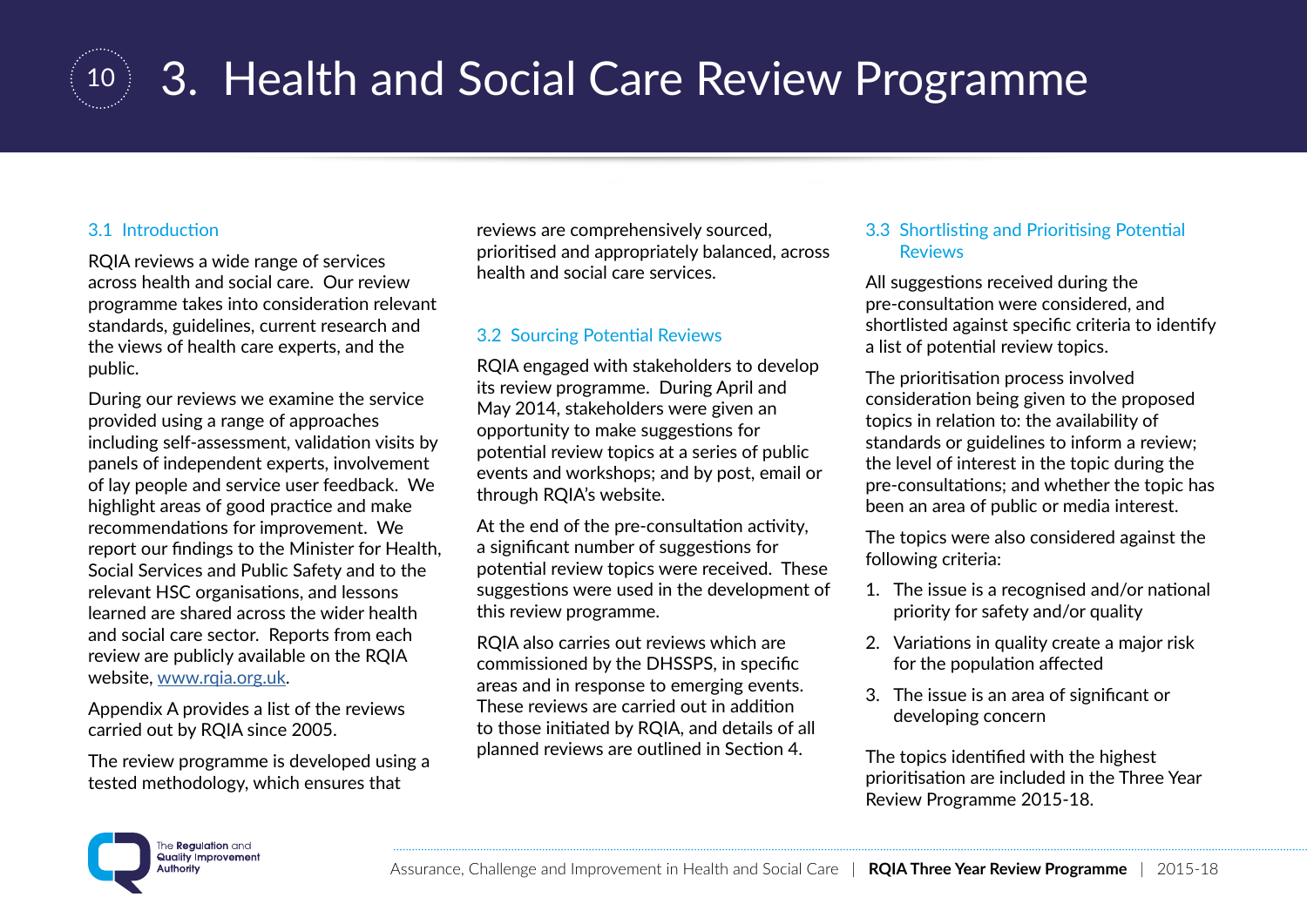# 3. Health and Social Care Review Programme

## 3.1 Introduction

RQIA reviews a wide range of services across health and social care. Our review programme takes into consideration relevant standards, guidelines, current research and the views of health care experts, and the public.

During our reviews we examine the service provided using a range of approaches including self-assessment, validation visits by panels of independent experts, involvement of lay people and service user feedback. We highlight areas of good practice and make recommendations for improvement. We report our findings to the Minister for Health, Social Services and Public Safety and to the relevant HSC organisations, and lessons learned are shared across the wider health and social care sector. Reports from each review are publicly available on the RQIA website, www.rqia.org.uk.

Appendix A provides a list of the reviews carried out by RQIA since 2005.

The review programme is developed using a tested methodology, which ensures that reviews are comprehensively sourced, prioritised and appropriately balanced, across health and social care services.

## 3.2 Sourcing Potential Reviews

RQIA engaged with stakeholders to develop its review programme. During April and May 2014, stakeholders were given an opportunity to make suggestions for potential review topics at a series of public events and workshops; and by post, email or through RQIA's website.

At the end of the pre-consultation activity, a significant number of suggestions for potential review topics were received. These suggestions were used in the development of this review programme.

RQIA also carries out reviews which are commissioned by the DHSSPS, in specific areas and in response to emerging events. These reviews are carried out in addition to those initiated by RQIA, and details of all planned reviews are outlined in Section 4.

## 3.3 Shortlisting and Prioritising Potential Reviews

All suggestions received during the pre-consultation were considered, and shortlisted against specific criteria to identify a list of potential review topics.

The prioritisation process involved consideration being given to the proposed topics in relation to: the availability of standards or guidelines to inform a review; the level of interest in the topic during the pre-consultations; and whether the topic has been an area of public or media interest.

The topics were also considered against the following criteria:

1. The issue is a recognised and/or national priority for safety and/or quality
2. Variations in quality create a major risk for the population affected
3. The issue is an area of significant or developing concern

The topics identified with the highest prioritisation are included in the Three Year Review Programme 2015-18.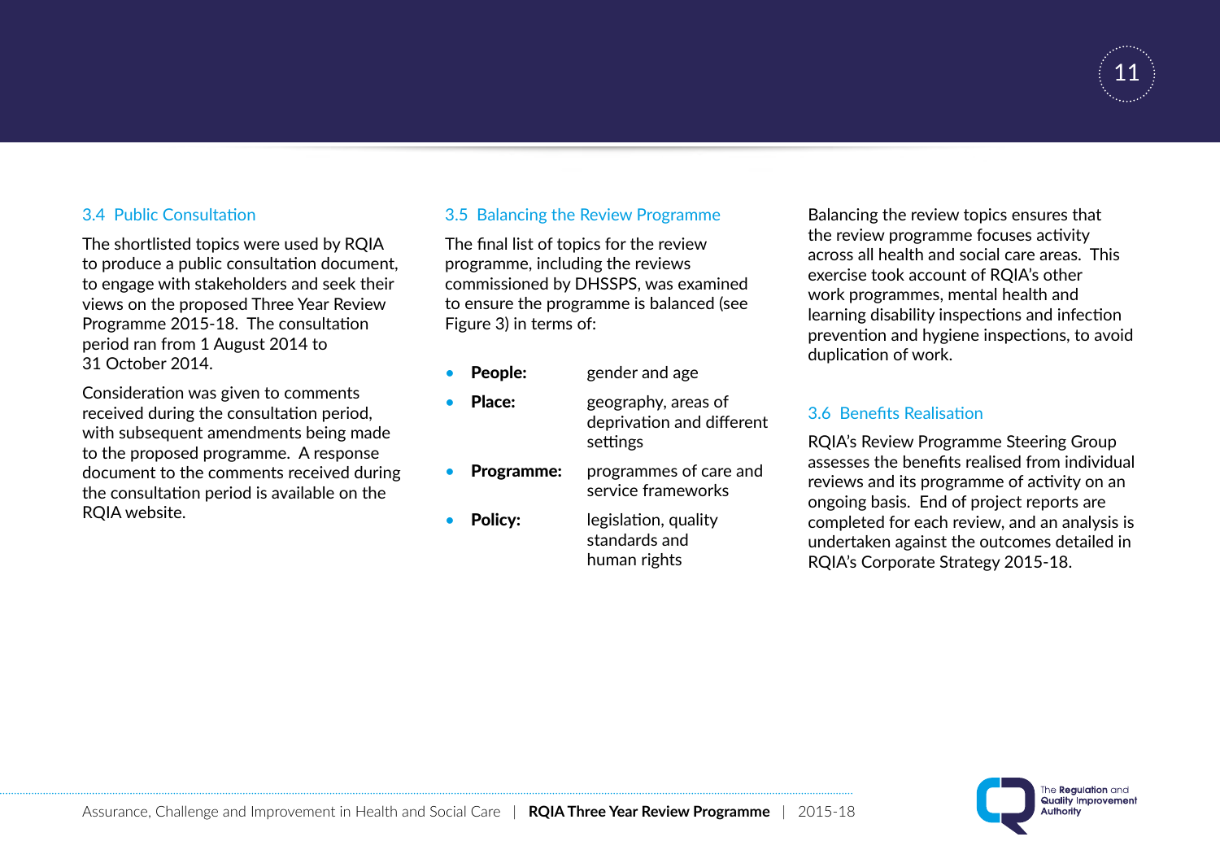### 3.4 Public Consultation

The shortlisted topics were used by RQIA to produce a public consultation document, to engage with stakeholders and seek their views on the proposed Three Year Review Programme 2015-18. The consultation period ran from 1 August 2014 to 31 October 2014.

Consideration was given to comments received during the consultation period, with subsequent amendments being made to the proposed programme. A response document to the comments received during the consultation period is available on the RQIA website.

### 3.5 Balancing the Review Programme

The final list of topics for the review programme, including the reviews commissioned by DHSSPS, was examined to ensure the programme is balanced (see Figure 3) in terms of:

- **People:** gender and age
- **Place:** geography, areas of deprivation and different settings
- **Programme:** programmes of care and service frameworks
- **Policy:** legislation, quality standards and human rights

Balancing the review topics ensures that the review programme focuses activity across all health and social care areas. This exercise took account of RQIA's other work programmes, mental health and learning disability inspections and infection prevention and hygiene inspections, to avoid duplication of work.

### 3.6 Benefits Realisation

RQIA's Review Programme Steering Group assesses the benefits realised from individual reviews and its programme of activity on an ongoing basis. End of project reports are completed for each review, and an analysis is undertaken against the outcomes detailed in RQIA's Corporate Strategy 2015-18.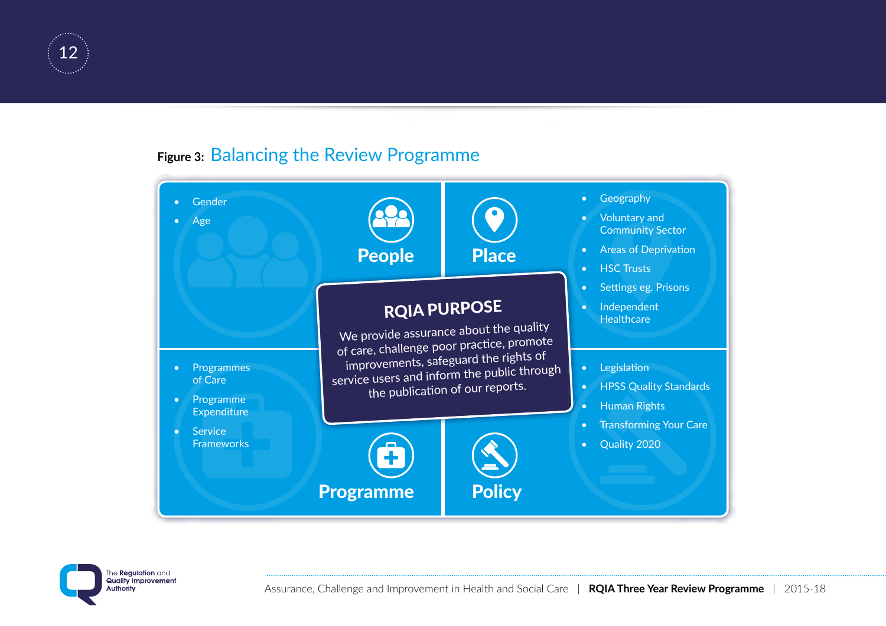**Figure 3:** Balancing the Review Programme

### People

- Gender
- Age

### Place

- Geography
- Voluntary and Community Sector
- Areas of Deprivation
- HSC Trusts
- Settings eg. Prisons
- Independent Healthcare

### Programme

- Programmes of Care
- Programme Expenditure
- Service Frameworks

### Policy

- Legislation
- HPSS Quality Standards
- Human Rights
- Transforming Your Care
- Quality 2020

### RQIA PURPOSE

We provide assurance about the quality of care, challenge poor practice, promote improvements, safeguard the rights of service users and inform the public through the publication of our reports.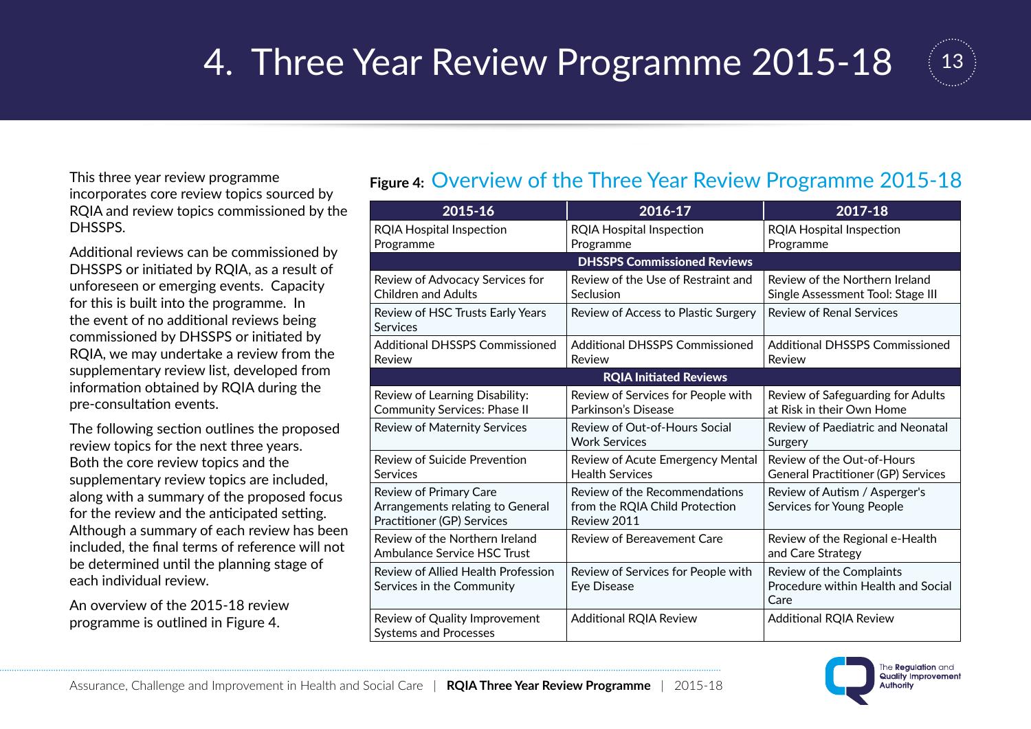# 4. Three Year Review Programme 2015-18

This three year review programme incorporates core review topics sourced by RQIA and review topics commissioned by the DHSSPS.

Additional reviews can be commissioned by DHSSPS or initiated by RQIA, as a result of unforeseen or emerging events. Capacity for this is built into the programme. In the event of no additional reviews being commissioned by DHSSPS or initiated by RQIA, we may undertake a review from the supplementary review list, developed from information obtained by RQIA during the pre-consultation events.

The following section outlines the proposed review topics for the next three years. Both the core review topics and the supplementary review topics are included, along with a summary of the proposed focus for the review and the anticipated setting. Although a summary of each review has been included, the final terms of reference will not be determined until the planning stage of each individual review.

An overview of the 2015-18 review programme is outlined in Figure 4.

**Figure 4:** Overview of the Three Year Review Programme 2015-18

| 2015-16 | 2016-17 | 2017-18 |
|---|---|---|
| RQIA Hospital Inspection Programme | RQIA Hospital Inspection Programme | RQIA Hospital Inspection Programme |
| **DHSSPS Commissioned Reviews** | | |
| Review of Advocacy Services for Children and Adults | Review of the Use of Restraint and Seclusion | Review of the Northern Ireland Single Assessment Tool: Stage III |
| Review of HSC Trusts Early Years Services | Review of Access to Plastic Surgery | Review of Renal Services |
| Additional DHSSPS Commissioned Review | Additional DHSSPS Commissioned Review | Additional DHSSPS Commissioned Review |
| **RQIA Initiated Reviews** | | |
| Review of Learning Disability: Community Services: Phase II | Review of Services for People with Parkinson's Disease | Review of Safeguarding for Adults at Risk in their Own Home |
| Review of Maternity Services | Review of Out-of-Hours Social Work Services | Review of Paediatric and Neonatal Surgery |
| Review of Suicide Prevention Services | Review of Acute Emergency Mental Health Services | Review of the Out-of-Hours General Practitioner (GP) Services |
| Review of Primary Care Arrangements relating to General Practitioner (GP) Services | Review of the Recommendations from the RQIA Child Protection Review 2011 | Review of Autism / Asperger's Services for Young People |
| Review of the Northern Ireland Ambulance Service HSC Trust | Review of Bereavement Care | Review of the Regional e-Health and Care Strategy |
| Review of Allied Health Profession Services in the Community | Review of Services for People with Eye Disease | Review of the Complaints Procedure within Health and Social Care |
| Review of Quality Improvement Systems and Processes | Additional RQIA Review | Additional RQIA Review |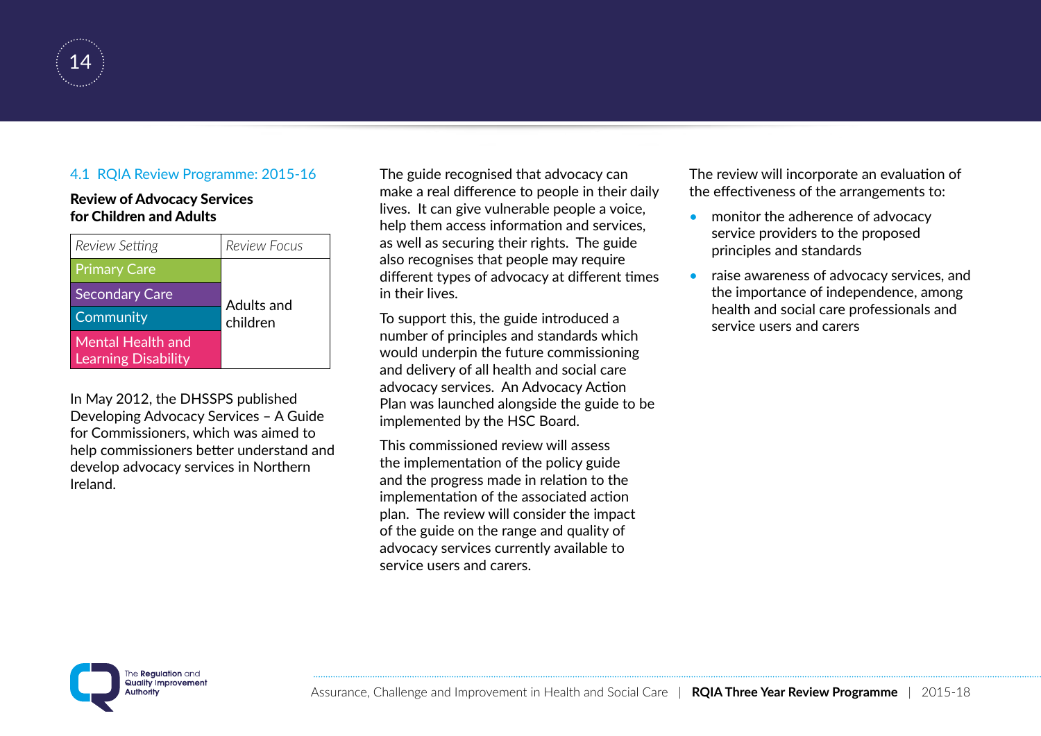### 4.1 RQIA Review Programme: 2015-16

**Review of Advocacy Services for Children and Adults**

| *Review Setting* | *Review Focus* |
|---|---|
| Primary Care | Adults and children |
| Secondary Care | |
| Community | |
| Mental Health and Learning Disability | |

In May 2012, the DHSSPS published Developing Advocacy Services – A Guide for Commissioners, which was aimed to help commissioners better understand and develop advocacy services in Northern Ireland.

The guide recognised that advocacy can make a real difference to people in their daily lives. It can give vulnerable people a voice, help them access information and services, as well as securing their rights. The guide also recognises that people may require different types of advocacy at different times in their lives.

To support this, the guide introduced a number of principles and standards which would underpin the future commissioning and delivery of all health and social care advocacy services. An Advocacy Action Plan was launched alongside the guide to be implemented by the HSC Board.

This commissioned review will assess the implementation of the policy guide and the progress made in relation to the implementation of the associated action plan. The review will consider the impact of the guide on the range and quality of advocacy services currently available to service users and carers.

The review will incorporate an evaluation of the effectiveness of the arrangements to:

- monitor the adherence of advocacy service providers to the proposed principles and standards
- raise awareness of advocacy services, and the importance of independence, among health and social care professionals and service users and carers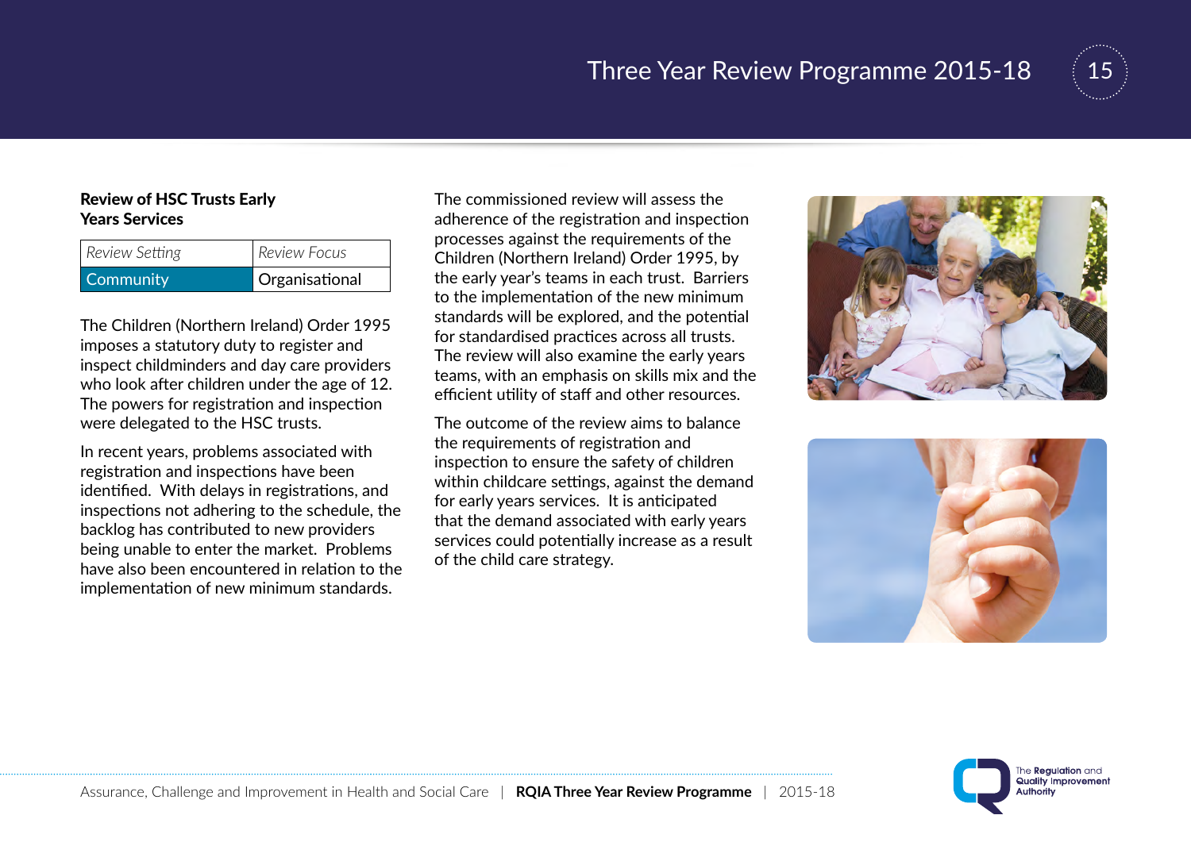### Review of HSC Trusts Early Years Services

| *Review Setting* | *Review Focus* |
|---|---|
| Community | Organisational |

The Children (Northern Ireland) Order 1995 imposes a statutory duty to register and inspect childminders and day care providers who look after children under the age of 12. The powers for registration and inspection were delegated to the HSC trusts.

In recent years, problems associated with registration and inspections have been identified. With delays in registrations, and inspections not adhering to the schedule, the backlog has contributed to new providers being unable to enter the market. Problems have also been encountered in relation to the implementation of new minimum standards.

The commissioned review will assess the adherence of the registration and inspection processes against the requirements of the Children (Northern Ireland) Order 1995, by the early year's teams in each trust. Barriers to the implementation of the new minimum standards will be explored, and the potential for standardised practices across all trusts. The review will also examine the early years teams, with an emphasis on skills mix and the efficient utility of staff and other resources.

The outcome of the review aims to balance the requirements of registration and inspection to ensure the safety of children within childcare settings, against the demand for early years services. It is anticipated that the demand associated with early years services could potentially increase as a result of the child care strategy.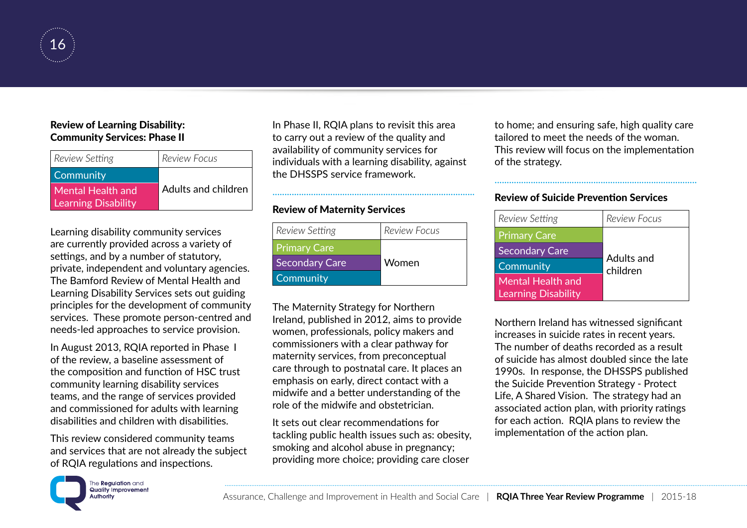### Review of Learning Disability: Community Services: Phase II

| *Review Setting* | *Review Focus* |
|---|---|
| Community | Adults and children |
| Mental Health and Learning Disability | |

Learning disability community services are currently provided across a variety of settings, and by a number of statutory, private, independent and voluntary agencies. The Bamford Review of Mental Health and Learning Disability Services sets out guiding principles for the development of community services. These promote person-centred and needs-led approaches to service provision.

In August 2013, RQIA reported in Phase I of the review, a baseline assessment of the composition and function of HSC trust community learning disability services teams, and the range of services provided and commissioned for adults with learning disabilities and children with disabilities.

This review considered community teams and services that are not already the subject of RQIA regulations and inspections.

In Phase II, RQIA plans to revisit this area to carry out a review of the quality and availability of community services for individuals with a learning disability, against the DHSSPS service framework.

### Review of Maternity Services

| *Review Setting* | *Review Focus* |
|---|---|
| Primary Care | Women |
| Secondary Care | |
| Community | |

The Maternity Strategy for Northern Ireland, published in 2012, aims to provide women, professionals, policy makers and commissioners with a clear pathway for maternity services, from preconceptual care through to postnatal care. It places an emphasis on early, direct contact with a midwife and a better understanding of the role of the midwife and obstetrician.

It sets out clear recommendations for tackling public health issues such as: obesity, smoking and alcohol abuse in pregnancy; providing more choice; providing care closer to home; and ensuring safe, high quality care tailored to meet the needs of the woman. This review will focus on the implementation of the strategy.

### Review of Suicide Prevention Services

| *Review Setting* | *Review Focus* |
|---|---|
| Primary Care | Adults and children |
| Secondary Care | |
| Community | |
| Mental Health and Learning Disability | |

Northern Ireland has witnessed significant increases in suicide rates in recent years. The number of deaths recorded as a result of suicide has almost doubled since the late 1990s. In response, the DHSSPS published the Suicide Prevention Strategy - Protect Life, A Shared Vision. The strategy had an associated action plan, with priority ratings for each action. RQIA plans to review the implementation of the action plan.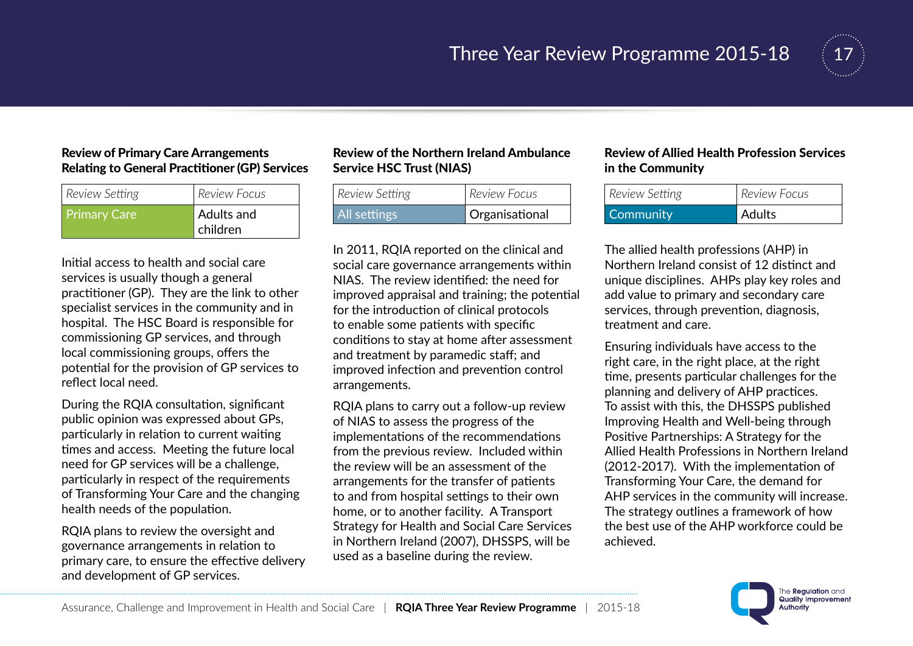### Review of Primary Care Arrangements Relating to General Practitioner (GP) Services

| *Review Setting* | *Review Focus* |
| --- | --- |
| Primary Care | Adults and children |

Initial access to health and social care services is usually though a general practitioner (GP). They are the link to other specialist services in the community and in hospital. The HSC Board is responsible for commissioning GP services, and through local commissioning groups, offers the potential for the provision of GP services to reflect local need.

During the RQIA consultation, significant public opinion was expressed about GPs, particularly in relation to current waiting times and access. Meeting the future local need for GP services will be a challenge, particularly in respect of the requirements of Transforming Your Care and the changing health needs of the population.

RQIA plans to review the oversight and governance arrangements in relation to primary care, to ensure the effective delivery and development of GP services.

### Review of the Northern Ireland Ambulance Service HSC Trust (NIAS)

| *Review Setting* | *Review Focus* |
| --- | --- |
| All settings | Organisational |

In 2011, RQIA reported on the clinical and social care governance arrangements within NIAS. The review identified: the need for improved appraisal and training; the potential for the introduction of clinical protocols to enable some patients with specific conditions to stay at home after assessment and treatment by paramedic staff; and improved infection and prevention control arrangements.

RQIA plans to carry out a follow-up review of NIAS to assess the progress of the implementations of the recommendations from the previous review. Included within the review will be an assessment of the arrangements for the transfer of patients to and from hospital settings to their own home, or to another facility. A Transport Strategy for Health and Social Care Services in Northern Ireland (2007), DHSSPS, will be used as a baseline during the review.

### Review of Allied Health Profession Services in the Community

| *Review Setting* | *Review Focus* |
| --- | --- |
| Community | Adults |

The allied health professions (AHP) in Northern Ireland consist of 12 distinct and unique disciplines. AHPs play key roles and add value to primary and secondary care services, through prevention, diagnosis, treatment and care.

Ensuring individuals have access to the right care, in the right place, at the right time, presents particular challenges for the planning and delivery of AHP practices. To assist with this, the DHSSPS published Improving Health and Well-being through Positive Partnerships: A Strategy for the Allied Health Professions in Northern Ireland (2012-2017). With the implementation of Transforming Your Care, the demand for AHP services in the community will increase. The strategy outlines a framework of how the best use of the AHP workforce could be achieved.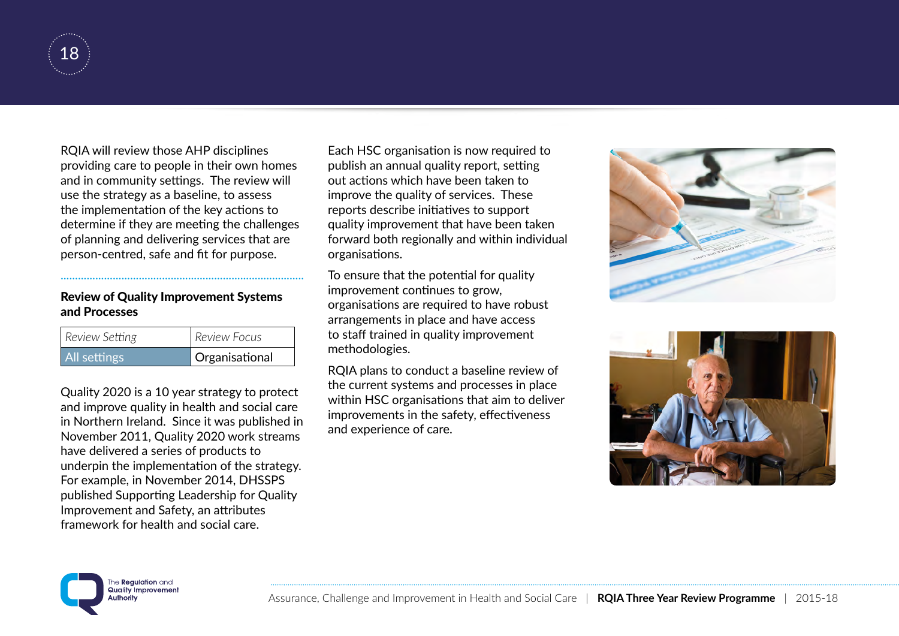RQIA will review those AHP disciplines providing care to people in their own homes and in community settings. The review will use the strategy as a baseline, to assess the implementation of the key actions to determine if they are meeting the challenges of planning and delivering services that are person-centred, safe and fit for purpose.

### Review of Quality Improvement Systems and Processes

| Review Setting | Review Focus |
| --- | --- |
| All settings | Organisational |

Quality 2020 is a 10 year strategy to protect and improve quality in health and social care in Northern Ireland. Since it was published in November 2011, Quality 2020 work streams have delivered a series of products to underpin the implementation of the strategy. For example, in November 2014, DHSSPS published Supporting Leadership for Quality Improvement and Safety, an attributes framework for health and social care.

Each HSC organisation is now required to publish an annual quality report, setting out actions which have been taken to improve the quality of services. These reports describe initiatives to support quality improvement that have been taken forward both regionally and within individual organisations.

To ensure that the potential for quality improvement continues to grow, organisations are required to have robust arrangements in place and have access to staff trained in quality improvement methodologies.

RQIA plans to conduct a baseline review of the current systems and processes in place within HSC organisations that aim to deliver improvements in the safety, effectiveness and experience of care.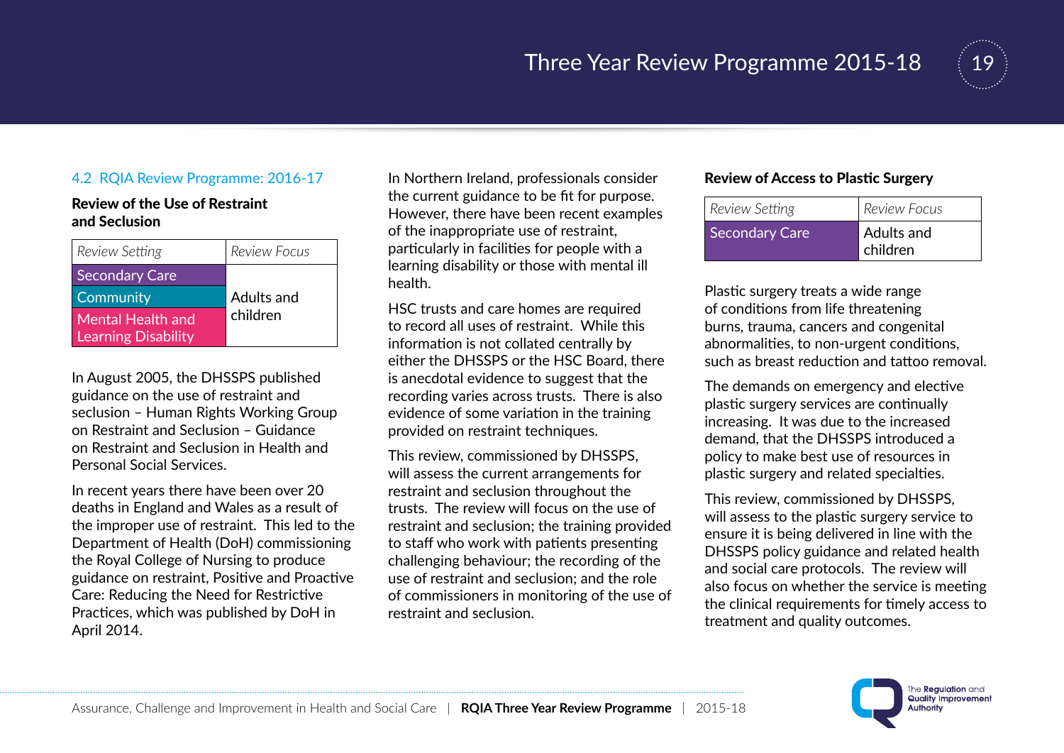## 4.2 RQIA Review Programme: 2016-17

### Review of the Use of Restraint and Seclusion

| Review Setting | Review Focus |
|---|---|
| Secondary Care | Adults and children |
| Community | |
| Mental Health and Learning Disability | |

In August 2005, the DHSSPS published guidance on the use of restraint and seclusion – Human Rights Working Group on Restraint and Seclusion – Guidance on Restraint and Seclusion in Health and Personal Social Services.

In recent years there have been over 20 deaths in England and Wales as a result of the improper use of restraint. This led to the Department of Health (DoH) commissioning the Royal College of Nursing to produce guidance on restraint, Positive and Proactive Care: Reducing the Need for Restrictive Practices, which was published by DoH in April 2014.

In Northern Ireland, professionals consider the current guidance to be fit for purpose. However, there have been recent examples of the inappropriate use of restraint, particularly in facilities for people with a learning disability or those with mental ill health.

HSC trusts and care homes are required to record all uses of restraint. While this information is not collated centrally by either the DHSSPS or the HSC Board, there is anecdotal evidence to suggest that the recording varies across trusts. There is also evidence of some variation in the training provided on restraint techniques.

This review, commissioned by DHSSPS, will assess the current arrangements for restraint and seclusion throughout the trusts. The review will focus on the use of restraint and seclusion; the training provided to staff who work with patients presenting challenging behaviour; the recording of the use of restraint and seclusion; and the role of commissioners in monitoring of the use of restraint and seclusion.

### Review of Access to Plastic Surgery

| Review Setting | Review Focus |
|---|---|
| Secondary Care | Adults and children |

Plastic surgery treats a wide range of conditions from life threatening burns, trauma, cancers and congenital abnormalities, to non-urgent conditions, such as breast reduction and tattoo removal.

The demands on emergency and elective plastic surgery services are continually increasing. It was due to the increased demand, that the DHSSPS introduced a policy to make best use of resources in plastic surgery and related specialties.

This review, commissioned by DHSSPS, will assess to the plastic surgery service to ensure it is being delivered in line with the DHSSPS policy guidance and related health and social care protocols. The review will also focus on whether the service is meeting the clinical requirements for timely access to treatment and quality outcomes.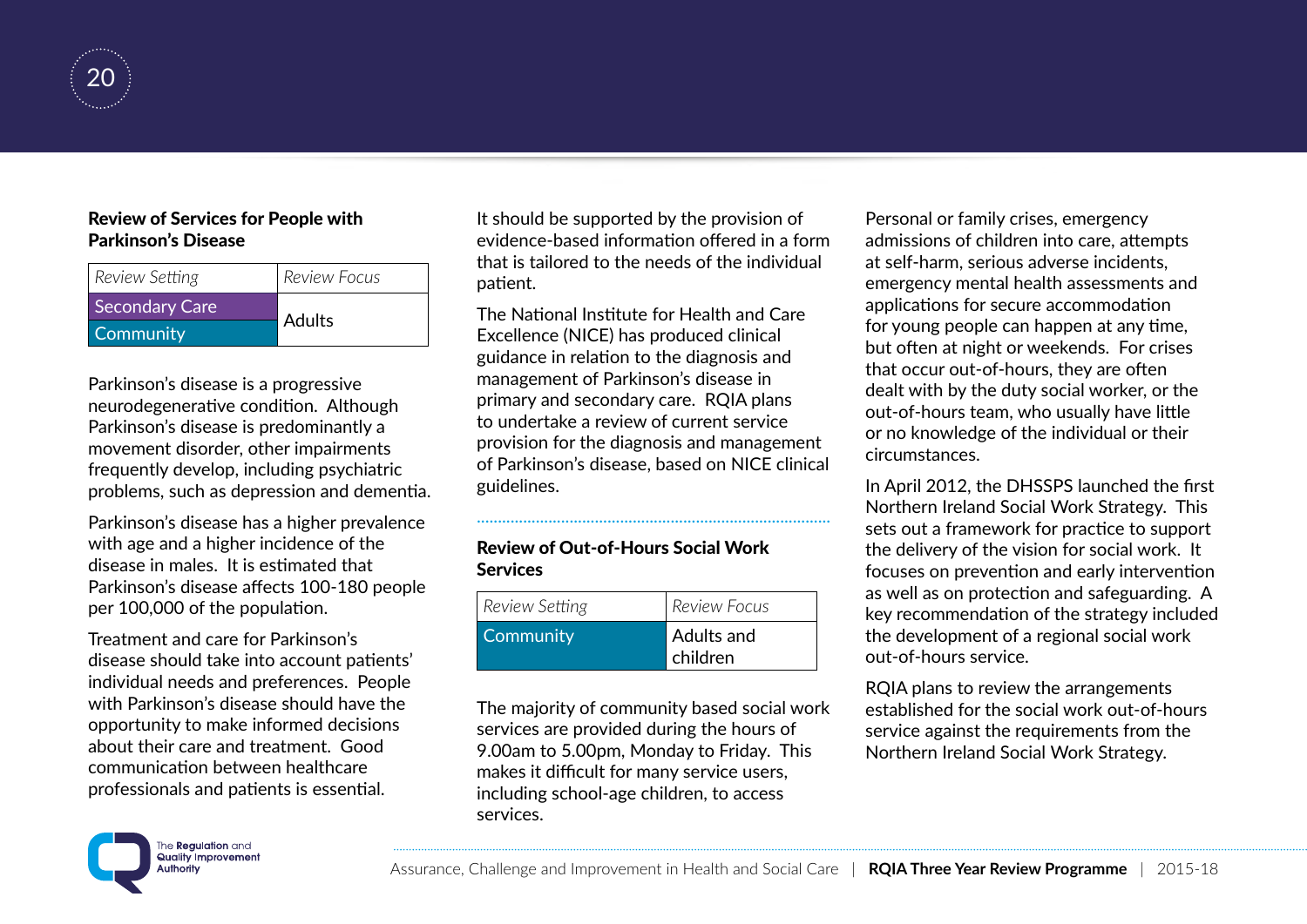### Review of Services for People with Parkinson's Disease

| *Review Setting* | *Review Focus* |
|---|---|
| Secondary Care | Adults |
| Community | |

Parkinson's disease is a progressive neurodegenerative condition. Although Parkinson's disease is predominantly a movement disorder, other impairments frequently develop, including psychiatric problems, such as depression and dementia.

Parkinson's disease has a higher prevalence with age and a higher incidence of the disease in males. It is estimated that Parkinson's disease affects 100-180 people per 100,000 of the population.

Treatment and care for Parkinson's disease should take into account patients' individual needs and preferences. People with Parkinson's disease should have the opportunity to make informed decisions about their care and treatment. Good communication between healthcare professionals and patients is essential. It should be supported by the provision of evidence-based information offered in a form that is tailored to the needs of the individual patient.

The National Institute for Health and Care Excellence (NICE) has produced clinical guidance in relation to the diagnosis and management of Parkinson's disease in primary and secondary care. RQIA plans to undertake a review of current service provision for the diagnosis and management of Parkinson's disease, based on NICE clinical guidelines.

### Review of Out-of-Hours Social Work Services

| *Review Setting* | *Review Focus* |
|---|---|
| Community | Adults and children |

The majority of community based social work services are provided during the hours of 9.00am to 5.00pm, Monday to Friday. This makes it difficult for many service users, including school-age children, to access services.

Personal or family crises, emergency admissions of children into care, attempts at self-harm, serious adverse incidents, emergency mental health assessments and applications for secure accommodation for young people can happen at any time, but often at night or weekends. For crises that occur out-of-hours, they are often dealt with by the duty social worker, or the out-of-hours team, who usually have little or no knowledge of the individual or their circumstances.

In April 2012, the DHSSPS launched the first Northern Ireland Social Work Strategy. This sets out a framework for practice to support the delivery of the vision for social work. It focuses on prevention and early intervention as well as on protection and safeguarding. A key recommendation of the strategy included the development of a regional social work out-of-hours service.

RQIA plans to review the arrangements established for the social work out-of-hours service against the requirements from the Northern Ireland Social Work Strategy.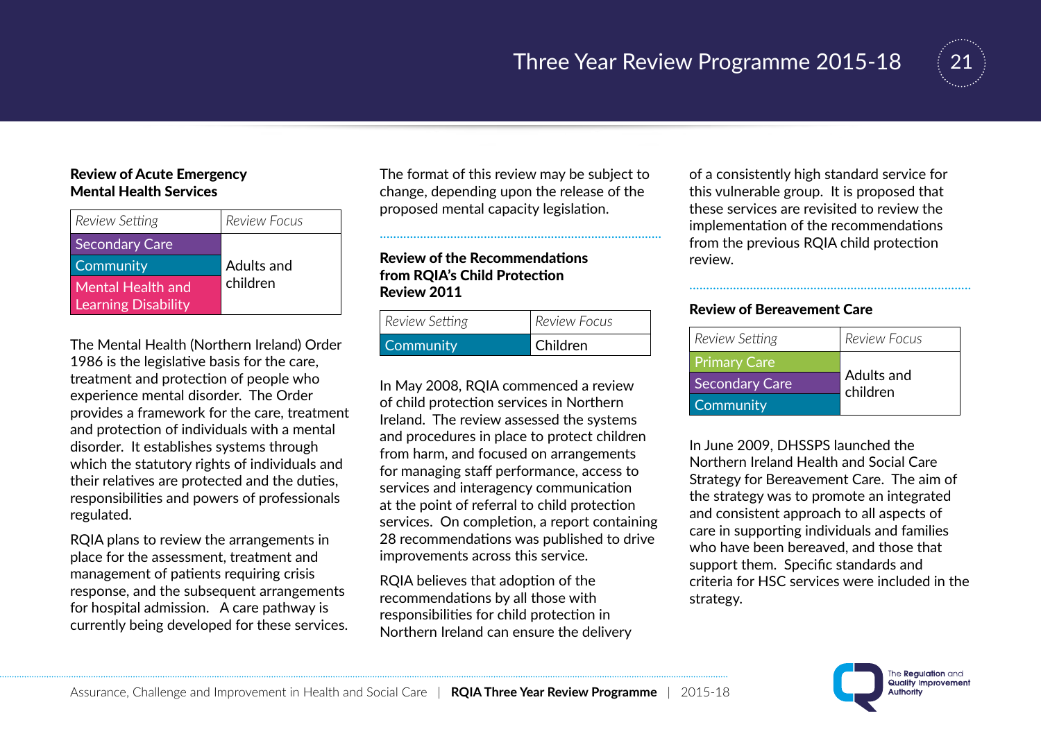### Review of Acute Emergency Mental Health Services

| *Review Setting* | *Review Focus* |
|---|---|
| Secondary Care | Adults and children |
| Community | |
| Mental Health and Learning Disability | |

The Mental Health (Northern Ireland) Order 1986 is the legislative basis for the care, treatment and protection of people who experience mental disorder. The Order provides a framework for the care, treatment and protection of individuals with a mental disorder. It establishes systems through which the statutory rights of individuals and their relatives are protected and the duties, responsibilities and powers of professionals regulated.

RQIA plans to review the arrangements in place for the assessment, treatment and management of patients requiring crisis response, and the subsequent arrangements for hospital admission. A care pathway is currently being developed for these services.

The format of this review may be subject to change, depending upon the release of the proposed mental capacity legislation.

### Review of the Recommendations from RQIA's Child Protection Review 2011

| *Review Setting* | *Review Focus* |
|---|---|
| Community | Children |

In May 2008, RQIA commenced a review of child protection services in Northern Ireland. The review assessed the systems and procedures in place to protect children from harm, and focused on arrangements for managing staff performance, access to services and interagency communication at the point of referral to child protection services. On completion, a report containing 28 recommendations was published to drive improvements across this service.

RQIA believes that adoption of the recommendations by all those with responsibilities for child protection in Northern Ireland can ensure the delivery of a consistently high standard service for this vulnerable group. It is proposed that these services are revisited to review the implementation of the recommendations from the previous RQIA child protection review.

### Review of Bereavement Care

| *Review Setting* | *Review Focus* |
|---|---|
| Primary Care | Adults and children |
| Secondary Care | |
| Community | |

In June 2009, DHSSPS launched the Northern Ireland Health and Social Care Strategy for Bereavement Care. The aim of the strategy was to promote an integrated and consistent approach to all aspects of care in supporting individuals and families who have been bereaved, and those that support them. Specific standards and criteria for HSC services were included in the strategy.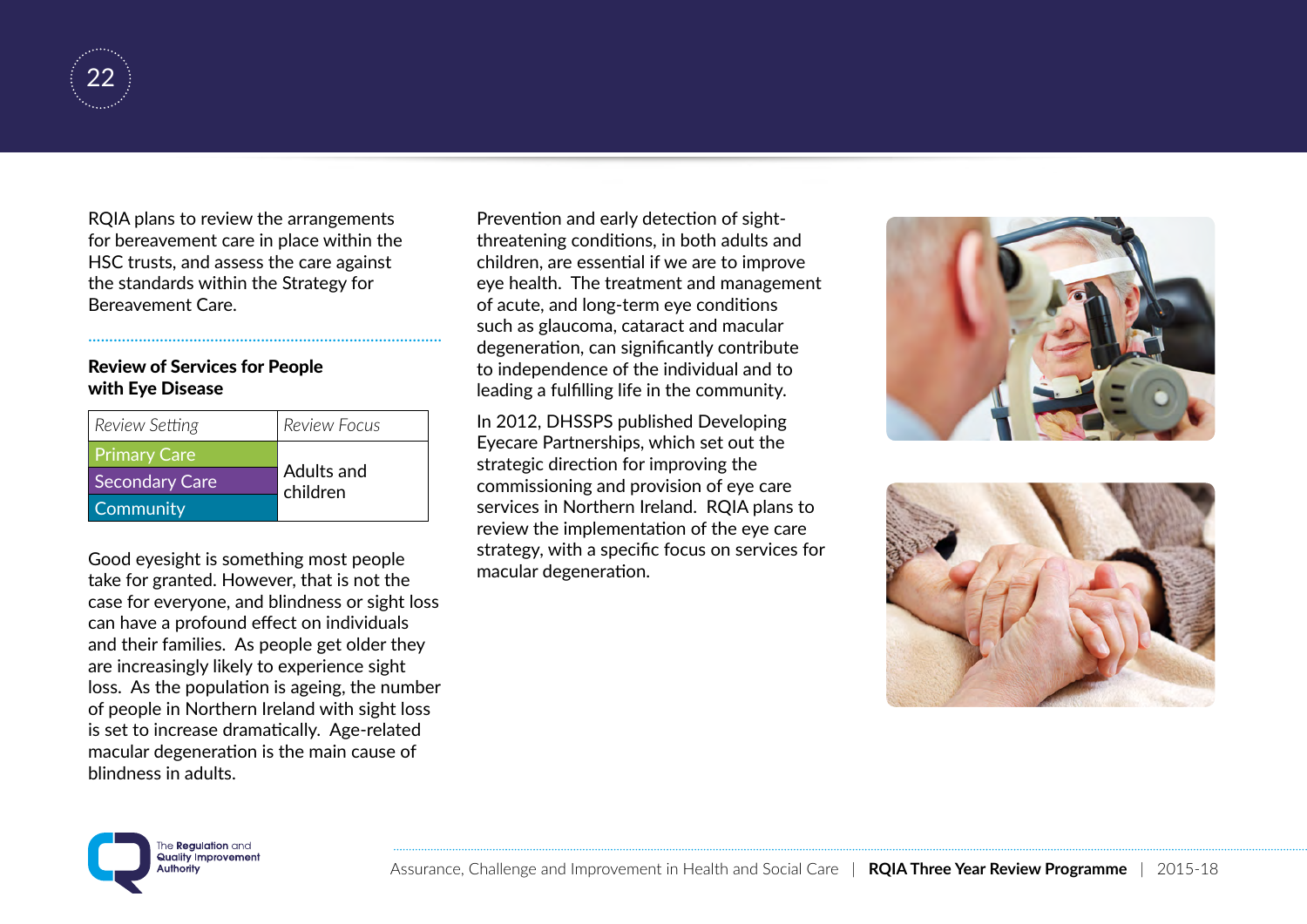RQIA plans to review the arrangements for bereavement care in place within the HSC trusts, and assess the care against the standards within the Strategy for Bereavement Care.

### Review of Services for People with Eye Disease

| *Review Setting* | *Review Focus* |
| --- | --- |
| Primary Care | Adults and children |
| Secondary Care | |
| Community | |

Good eyesight is something most people take for granted. However, that is not the case for everyone, and blindness or sight loss can have a profound effect on individuals and their families. As people get older they are increasingly likely to experience sight loss. As the population is ageing, the number of people in Northern Ireland with sight loss is set to increase dramatically. Age-related macular degeneration is the main cause of blindness in adults.

Prevention and early detection of sight-threatening conditions, in both adults and children, are essential if we are to improve eye health. The treatment and management of acute, and long-term eye conditions such as glaucoma, cataract and macular degeneration, can significantly contribute to independence of the individual and to leading a fulfilling life in the community.

In 2012, DHSSPS published Developing Eyecare Partnerships, which set out the strategic direction for improving the commissioning and provision of eye care services in Northern Ireland. RQIA plans to review the implementation of the eye care strategy, with a specific focus on services for macular degeneration.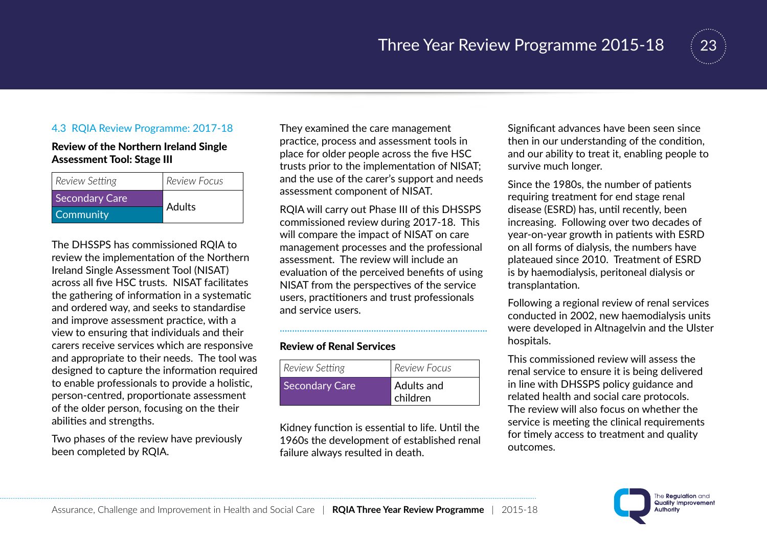### 4.3 RQIA Review Programme: 2017-18

**Review of the Northern Ireland Single Assessment Tool: Stage III**

| *Review Setting* | *Review Focus* |
|---|---|
| Secondary Care | Adults |
| Community | |

The DHSSPS has commissioned RQIA to review the implementation of the Northern Ireland Single Assessment Tool (NISAT) across all five HSC trusts. NISAT facilitates the gathering of information in a systematic and ordered way, and seeks to standardise and improve assessment practice, with a view to ensuring that individuals and their carers receive services which are responsive and appropriate to their needs. The tool was designed to capture the information required to enable professionals to provide a holistic, person-centred, proportionate assessment of the older person, focusing on the their abilities and strengths.

Two phases of the review have previously been completed by RQIA.

They examined the care management practice, process and assessment tools in place for older people across the five HSC trusts prior to the implementation of NISAT; and the use of the carer's support and needs assessment component of NISAT.

RQIA will carry out Phase III of this DHSSPS commissioned review during 2017-18. This will compare the impact of NISAT on care management processes and the professional assessment. The review will include an evaluation of the perceived benefits of using NISAT from the perspectives of the service users, practitioners and trust professionals and service users.

**Review of Renal Services**

| *Review Setting* | *Review Focus* |
|---|---|
| Secondary Care | Adults and children |

Kidney function is essential to life. Until the 1960s the development of established renal failure always resulted in death.

Significant advances have been seen since then in our understanding of the condition, and our ability to treat it, enabling people to survive much longer.

Since the 1980s, the number of patients requiring treatment for end stage renal disease (ESRD) has, until recently, been increasing. Following over two decades of year-on-year growth in patients with ESRD on all forms of dialysis, the numbers have plateaued since 2010. Treatment of ESRD is by haemodialysis, peritoneal dialysis or transplantation.

Following a regional review of renal services conducted in 2002, new haemodialysis units were developed in Altnagelvin and the Ulster hospitals.

This commissioned review will assess the renal service to ensure it is being delivered in line with DHSSPS policy guidance and related health and social care protocols. The review will also focus on whether the service is meeting the clinical requirements for timely access to treatment and quality outcomes.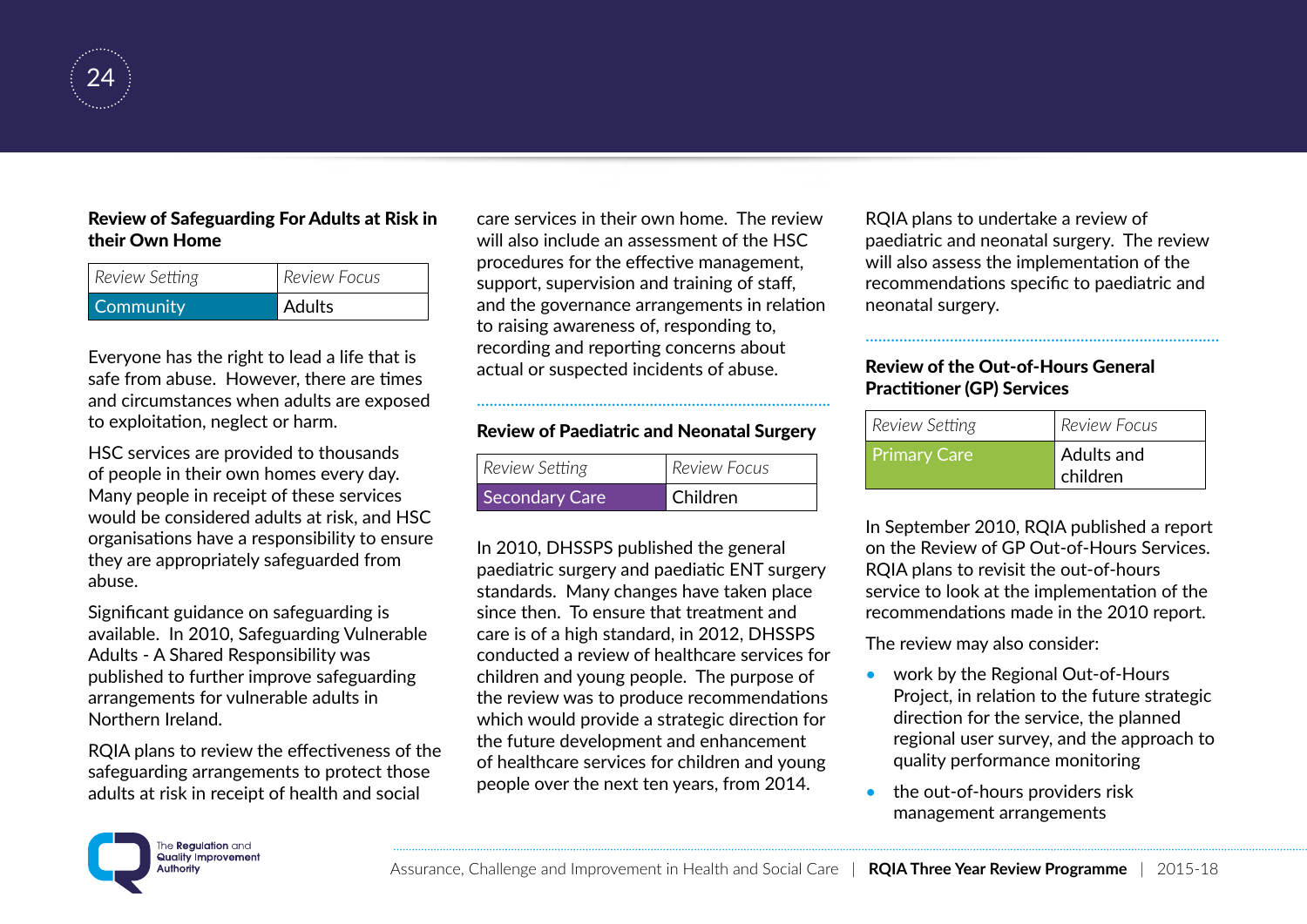### Review of Safeguarding For Adults at Risk in their Own Home

| Review Setting | Review Focus |
|---|---|
| Community | Adults |

Everyone has the right to lead a life that is safe from abuse. However, there are times and circumstances when adults are exposed to exploitation, neglect or harm.

HSC services are provided to thousands of people in their own homes every day. Many people in receipt of these services would be considered adults at risk, and HSC organisations have a responsibility to ensure they are appropriately safeguarded from abuse.

Significant guidance on safeguarding is available. In 2010, Safeguarding Vulnerable Adults - A Shared Responsibility was published to further improve safeguarding arrangements for vulnerable adults in Northern Ireland.

RQIA plans to review the effectiveness of the safeguarding arrangements to protect those adults at risk in receipt of health and social care services in their own home. The review will also include an assessment of the HSC procedures for the effective management, support, supervision and training of staff, and the governance arrangements in relation to raising awareness of, responding to, recording and reporting concerns about actual or suspected incidents of abuse.

### Review of Paediatric and Neonatal Surgery

| Review Setting | Review Focus |
|---|---|
| Secondary Care | Children |

In 2010, DHSSPS published the general paediatric surgery and paediatic ENT surgery standards. Many changes have taken place since then. To ensure that treatment and care is of a high standard, in 2012, DHSSPS conducted a review of healthcare services for children and young people. The purpose of the review was to produce recommendations which would provide a strategic direction for the future development and enhancement of healthcare services for children and young people over the next ten years, from 2014.

RQIA plans to undertake a review of paediatric and neonatal surgery. The review will also assess the implementation of the recommendations specific to paediatric and neonatal surgery.

### Review of the Out-of-Hours General Practitioner (GP) Services

| Review Setting | Review Focus |
|---|---|
| Primary Care | Adults and children |

In September 2010, RQIA published a report on the Review of GP Out-of-Hours Services. RQIA plans to revisit the out-of-hours service to look at the implementation of the recommendations made in the 2010 report.

The review may also consider:

- work by the Regional Out-of-Hours Project, in relation to the future strategic direction for the service, the planned regional user survey, and the approach to quality performance monitoring
- the out-of-hours providers risk management arrangements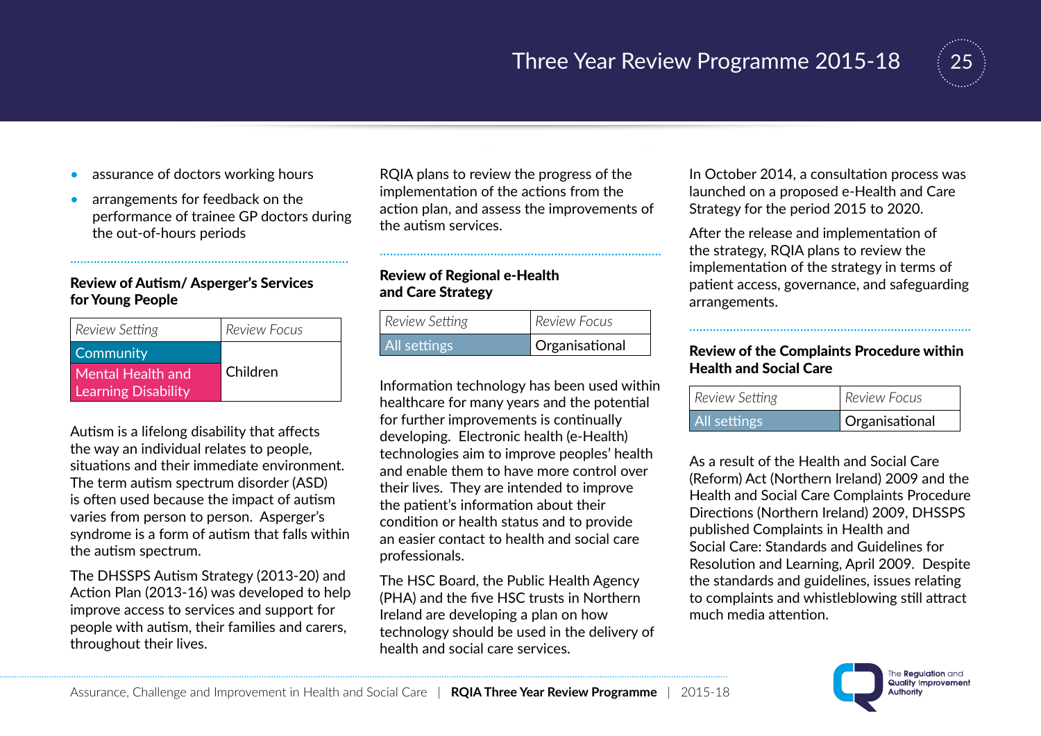- assurance of doctors working hours
- arrangements for feedback on the performance of trainee GP doctors during the out-of-hours periods

### Review of Autism/ Asperger's Services for Young People

| *Review Setting* | *Review Focus* |
|---|---|
| Community<br>Mental Health and Learning Disability | Children |

Autism is a lifelong disability that affects the way an individual relates to people, situations and their immediate environment. The term autism spectrum disorder (ASD) is often used because the impact of autism varies from person to person. Asperger's syndrome is a form of autism that falls within the autism spectrum.

The DHSSPS Autism Strategy (2013-20) and Action Plan (2013-16) was developed to help improve access to services and support for people with autism, their families and carers, throughout their lives.

RQIA plans to review the progress of the implementation of the actions from the action plan, and assess the improvements of the autism services.

### Review of Regional e-Health and Care Strategy

| *Review Setting* | *Review Focus* |
|---|---|
| All settings | Organisational |

Information technology has been used within healthcare for many years and the potential for further improvements is continually developing. Electronic health (e-Health) technologies aim to improve peoples' health and enable them to have more control over their lives. They are intended to improve the patient's information about their condition or health status and to provide an easier contact to health and social care professionals.

The HSC Board, the Public Health Agency (PHA) and the five HSC trusts in Northern Ireland are developing a plan on how technology should be used in the delivery of health and social care services.

In October 2014, a consultation process was launched on a proposed e-Health and Care Strategy for the period 2015 to 2020.

After the release and implementation of the strategy, RQIA plans to review the implementation of the strategy in terms of patient access, governance, and safeguarding arrangements.

### Review of the Complaints Procedure within Health and Social Care

| *Review Setting* | *Review Focus* |
|---|---|
| All settings | Organisational |

As a result of the Health and Social Care (Reform) Act (Northern Ireland) 2009 and the Health and Social Care Complaints Procedure Directions (Northern Ireland) 2009, DHSSPS published Complaints in Health and Social Care: Standards and Guidelines for Resolution and Learning, April 2009. Despite the standards and guidelines, issues relating to complaints and whistleblowing still attract much media attention.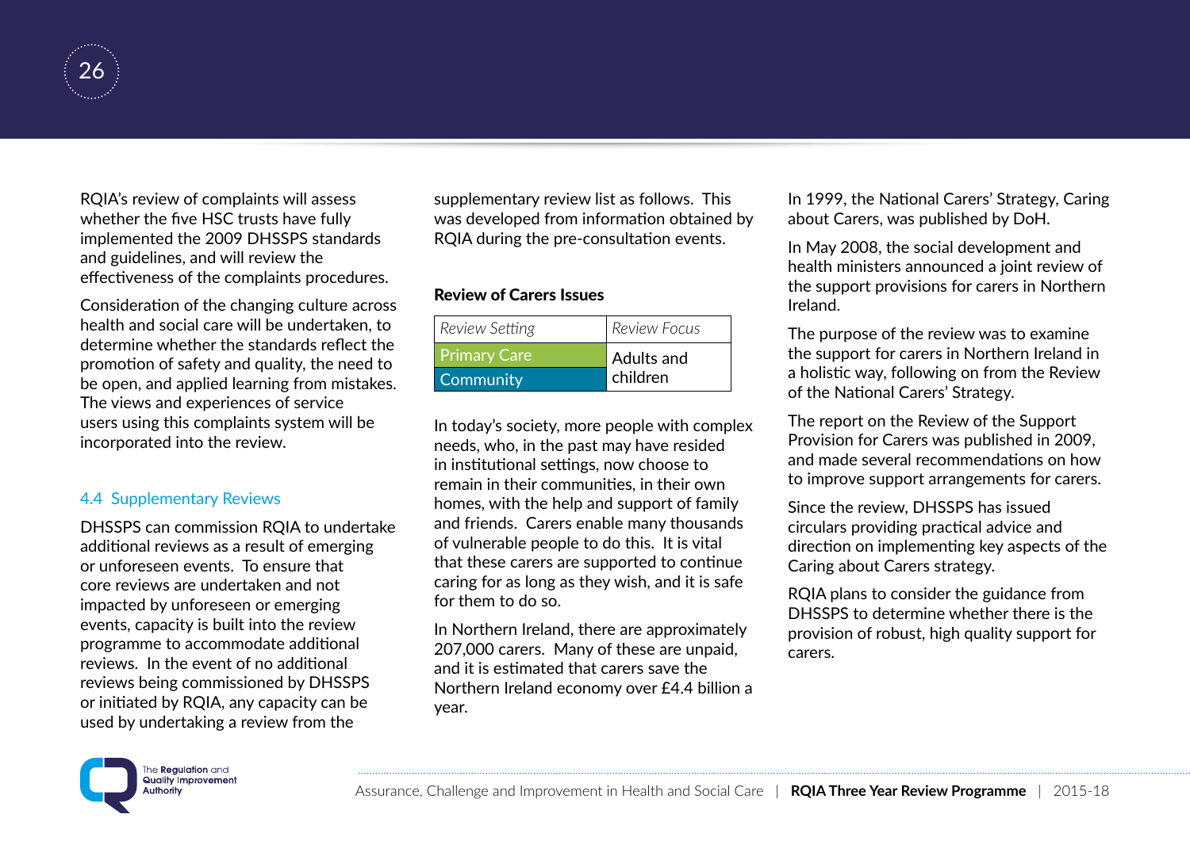RQIA's review of complaints will assess whether the five HSC trusts have fully implemented the 2009 DHSSPS standards and guidelines, and will review the effectiveness of the complaints procedures.

Consideration of the changing culture across health and social care will be undertaken, to determine whether the standards reflect the promotion of safety and quality, the need to be open, and applied learning from mistakes. The views and experiences of service users using this complaints system will be incorporated into the review.

## 4.4 Supplementary Reviews

DHSSPS can commission RQIA to undertake additional reviews as a result of emerging or unforeseen events. To ensure that core reviews are undertaken and not impacted by unforeseen or emerging events, capacity is built into the review programme to accommodate additional reviews. In the event of no additional reviews being commissioned by DHSSPS or initiated by RQIA, any capacity can be used by undertaking a review from the supplementary review list as follows. This was developed from information obtained by RQIA during the pre-consultation events.

**Review of Carers Issues**

| *Review Setting* | *Review Focus* |
| --- | --- |
| Primary Care | Adults and children |
| Community | |

In today's society, more people with complex needs, who, in the past may have resided in institutional settings, now choose to remain in their communities, in their own homes, with the help and support of family and friends. Carers enable many thousands of vulnerable people to do this. It is vital that these carers are supported to continue caring for as long as they wish, and it is safe for them to do so.

In Northern Ireland, there are approximately 207,000 carers. Many of these are unpaid, and it is estimated that carers save the Northern Ireland economy over £4.4 billion a year.

In 1999, the National Carers' Strategy, Caring about Carers, was published by DoH.

In May 2008, the social development and health ministers announced a joint review of the support provisions for carers in Northern Ireland.

The purpose of the review was to examine the support for carers in Northern Ireland in a holistic way, following on from the Review of the National Carers' Strategy.

The report on the Review of the Support Provision for Carers was published in 2009, and made several recommendations on how to improve support arrangements for carers.

Since the review, DHSSPS has issued circulars providing practical advice and direction on implementing key aspects of the Caring about Carers strategy.

RQIA plans to consider the guidance from DHSSPS to determine whether there is the provision of robust, high quality support for carers.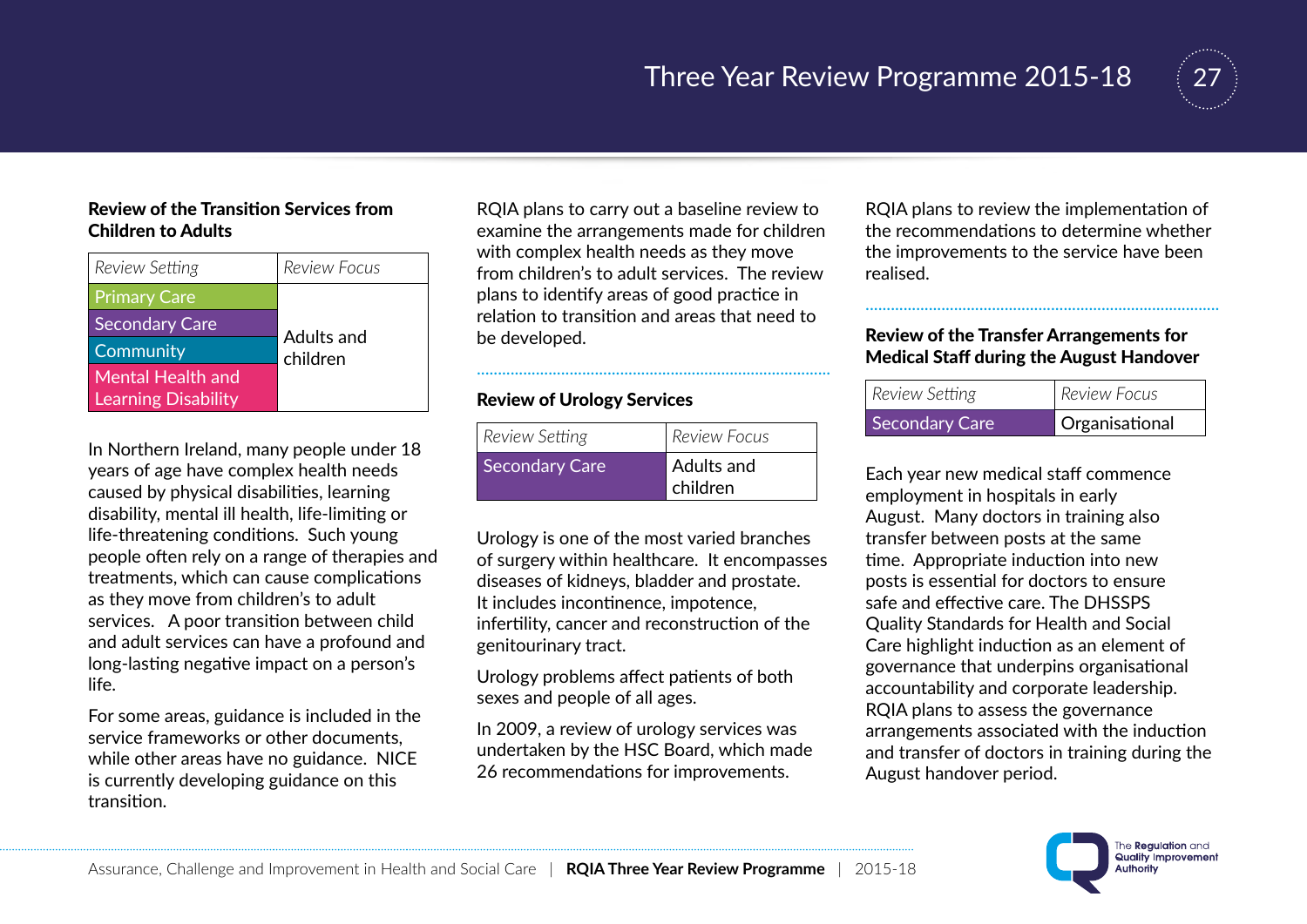### Review of the Transition Services from Children to Adults

| *Review Setting* | *Review Focus* |
| --- | --- |
| Primary Care | Adults and children |
| Secondary Care | |
| Community | |
| Mental Health and Learning Disability | |

In Northern Ireland, many people under 18 years of age have complex health needs caused by physical disabilities, learning disability, mental ill health, life-limiting or life-threatening conditions. Such young people often rely on a range of therapies and treatments, which can cause complications as they move from children's to adult services. A poor transition between child and adult services can have a profound and long-lasting negative impact on a person's life.

For some areas, guidance is included in the service frameworks or other documents, while other areas have no guidance. NICE is currently developing guidance on this transition.

RQIA plans to carry out a baseline review to examine the arrangements made for children with complex health needs as they move from children's to adult services. The review plans to identify areas of good practice in relation to transition and areas that need to be developed.

### Review of Urology Services

| *Review Setting* | *Review Focus* |
| --- | --- |
| Secondary Care | Adults and children |

Urology is one of the most varied branches of surgery within healthcare. It encompasses diseases of kidneys, bladder and prostate. It includes incontinence, impotence, infertility, cancer and reconstruction of the genitourinary tract.

Urology problems affect patients of both sexes and people of all ages.

In 2009, a review of urology services was undertaken by the HSC Board, which made 26 recommendations for improvements.

RQIA plans to review the implementation of the recommendations to determine whether the improvements to the service have been realised.

### Review of the Transfer Arrangements for Medical Staff during the August Handover

| *Review Setting* | *Review Focus* |
| --- | --- |
| Secondary Care | Organisational |

Each year new medical staff commence employment in hospitals in early August. Many doctors in training also transfer between posts at the same time. Appropriate induction into new posts is essential for doctors to ensure safe and effective care. The DHSSPS Quality Standards for Health and Social Care highlight induction as an element of governance that underpins organisational accountability and corporate leadership. RQIA plans to assess the governance arrangements associated with the induction and transfer of doctors in training during the August handover period.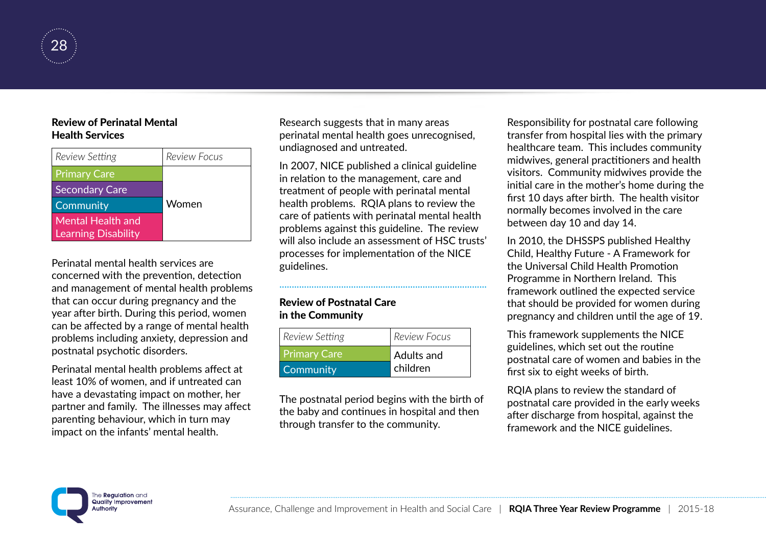### Review of Perinatal Mental Health Services

| Review Setting | Review Focus |
|---|---|
| Primary Care | Women |
| Secondary Care | |
| Community | |
| Mental Health and Learning Disability | |

Perinatal mental health services are concerned with the prevention, detection and management of mental health problems that can occur during pregnancy and the year after birth. During this period, women can be affected by a range of mental health problems including anxiety, depression and postnatal psychotic disorders.

Perinatal mental health problems affect at least 10% of women, and if untreated can have a devastating impact on mother, her partner and family. The illnesses may affect parenting behaviour, which in turn may impact on the infants' mental health.

Research suggests that in many areas perinatal mental health goes unrecognised, undiagnosed and untreated.

In 2007, NICE published a clinical guideline in relation to the management, care and treatment of people with perinatal mental health problems. RQIA plans to review the care of patients with perinatal mental health problems against this guideline. The review will also include an assessment of HSC trusts' processes for implementation of the NICE guidelines.

### Review of Postnatal Care in the Community

| Review Setting | Review Focus |
|---|---|
| Primary Care | Adults and children |
| Community | |

The postnatal period begins with the birth of the baby and continues in hospital and then through transfer to the community.

Responsibility for postnatal care following transfer from hospital lies with the primary healthcare team. This includes community midwives, general practitioners and health visitors. Community midwives provide the initial care in the mother's home during the first 10 days after birth. The health visitor normally becomes involved in the care between day 10 and day 14.

In 2010, the DHSSPS published Healthy Child, Healthy Future - A Framework for the Universal Child Health Promotion Programme in Northern Ireland. This framework outlined the expected service that should be provided for women during pregnancy and children until the age of 19.

This framework supplements the NICE guidelines, which set out the routine postnatal care of women and babies in the first six to eight weeks of birth.

RQIA plans to review the standard of postnatal care provided in the early weeks after discharge from hospital, against the framework and the NICE guidelines.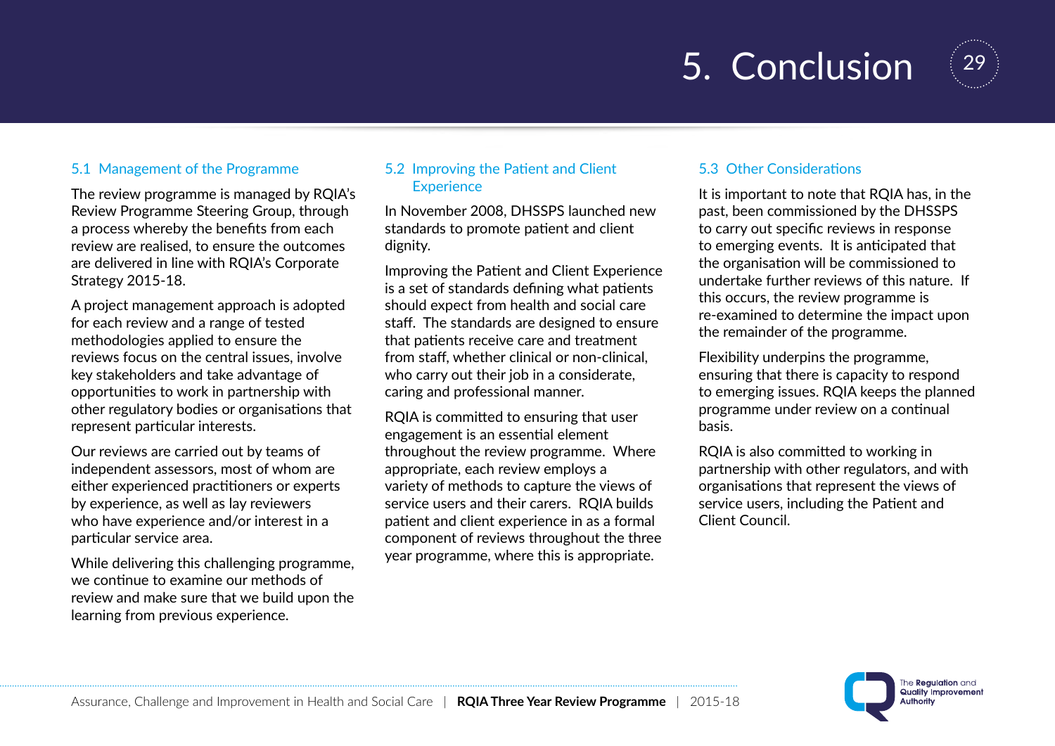# 5. Conclusion

### 5.1 Management of the Programme

The review programme is managed by RQIA's Review Programme Steering Group, through a process whereby the benefits from each review are realised, to ensure the outcomes are delivered in line with RQIA's Corporate Strategy 2015-18.

A project management approach is adopted for each review and a range of tested methodologies applied to ensure the reviews focus on the central issues, involve key stakeholders and take advantage of opportunities to work in partnership with other regulatory bodies or organisations that represent particular interests.

Our reviews are carried out by teams of independent assessors, most of whom are either experienced practitioners or experts by experience, as well as lay reviewers who have experience and/or interest in a particular service area.

While delivering this challenging programme, we continue to examine our methods of review and make sure that we build upon the learning from previous experience.

### 5.2 Improving the Patient and Client Experience

In November 2008, DHSSPS launched new standards to promote patient and client dignity.

Improving the Patient and Client Experience is a set of standards defining what patients should expect from health and social care staff. The standards are designed to ensure that patients receive care and treatment from staff, whether clinical or non-clinical, who carry out their job in a considerate, caring and professional manner.

RQIA is committed to ensuring that user engagement is an essential element throughout the review programme. Where appropriate, each review employs a variety of methods to capture the views of service users and their carers. RQIA builds patient and client experience in as a formal component of reviews throughout the three year programme, where this is appropriate.

### 5.3 Other Considerations

It is important to note that RQIA has, in the past, been commissioned by the DHSSPS to carry out specific reviews in response to emerging events. It is anticipated that the organisation will be commissioned to undertake further reviews of this nature. If this occurs, the review programme is re-examined to determine the impact upon the remainder of the programme.

Flexibility underpins the programme, ensuring that there is capacity to respond to emerging issues. RQIA keeps the planned programme under review on a continual basis.

RQIA is also committed to working in partnership with other regulators, and with organisations that represent the views of service users, including the Patient and Client Council.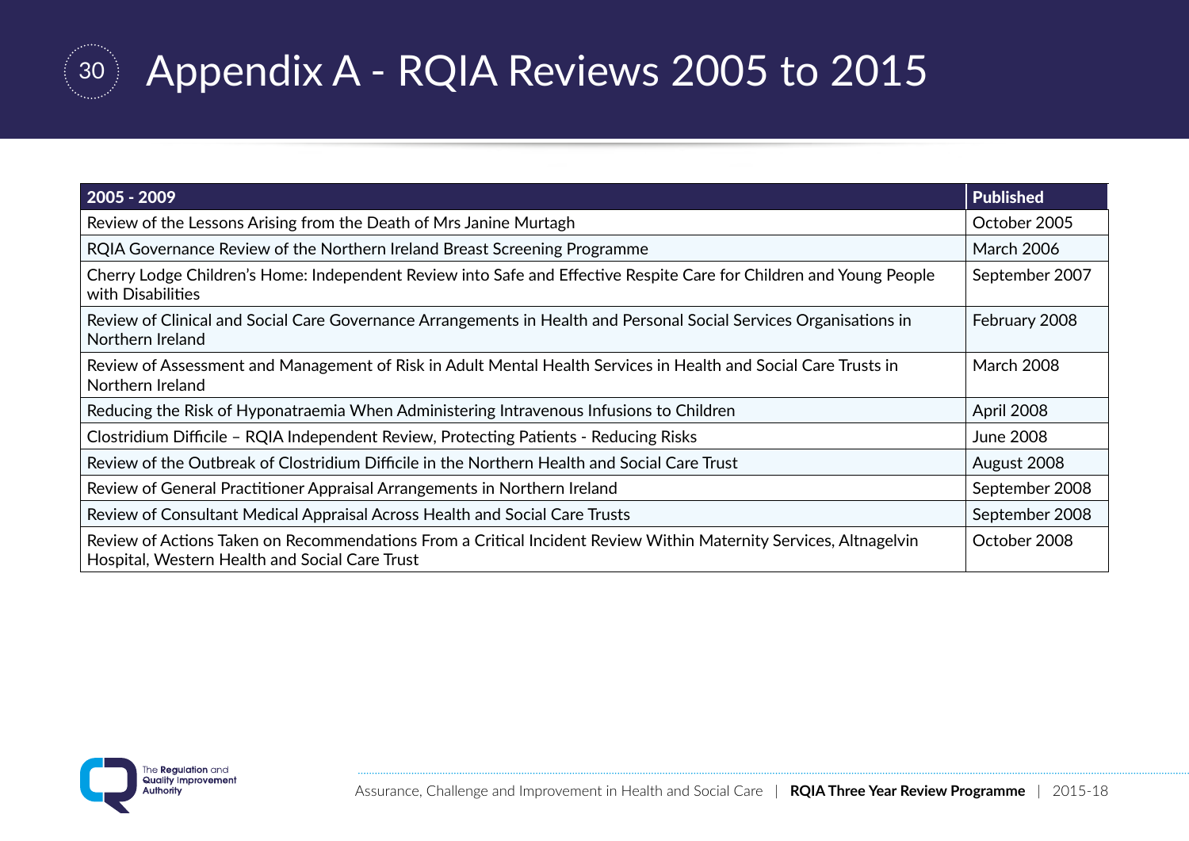# Appendix A - RQIA Reviews 2005 to 2015

| 2005 - 2009 | Published |
|---|---|
| Review of the Lessons Arising from the Death of Mrs Janine Murtagh | October 2005 |
| RQIA Governance Review of the Northern Ireland Breast Screening Programme | March 2006 |
| Cherry Lodge Children's Home: Independent Review into Safe and Effective Respite Care for Children and Young People with Disabilities | September 2007 |
| Review of Clinical and Social Care Governance Arrangements in Health and Personal Social Services Organisations in Northern Ireland | February 2008 |
| Review of Assessment and Management of Risk in Adult Mental Health Services in Health and Social Care Trusts in Northern Ireland | March 2008 |
| Reducing the Risk of Hyponatraemia When Administering Intravenous Infusions to Children | April 2008 |
| Clostridium Difficile – RQIA Independent Review, Protecting Patients - Reducing Risks | June 2008 |
| Review of the Outbreak of Clostridium Difficile in the Northern Health and Social Care Trust | August 2008 |
| Review of General Practitioner Appraisal Arrangements in Northern Ireland | September 2008 |
| Review of Consultant Medical Appraisal Across Health and Social Care Trusts | September 2008 |
| Review of Actions Taken on Recommendations From a Critical Incident Review Within Maternity Services, Altnagelvin Hospital, Western Health and Social Care Trust | October 2008 |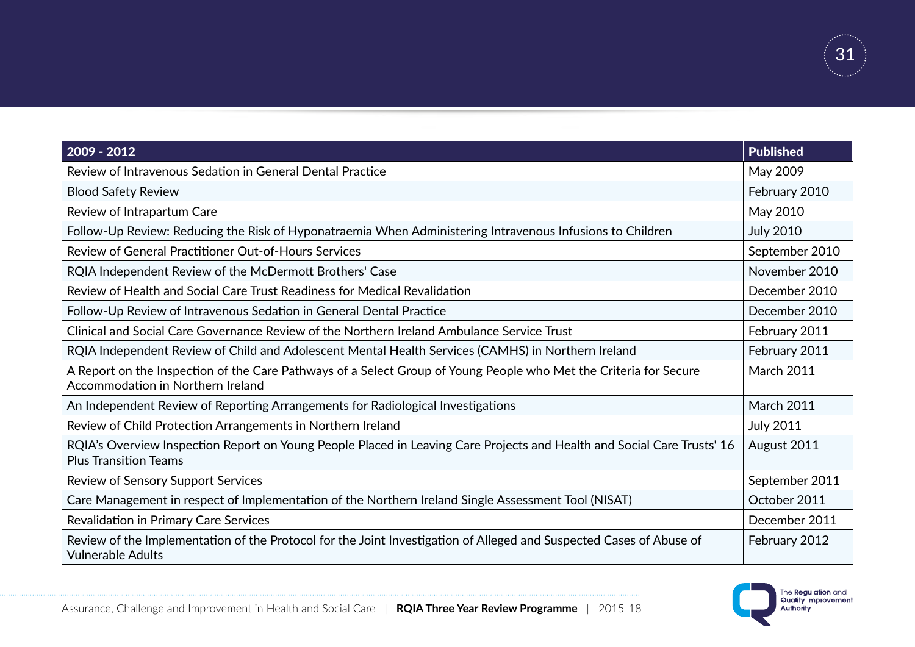| 2009 - 2012 | Published |
|---|---|
| Review of Intravenous Sedation in General Dental Practice | May 2009 |
| Blood Safety Review | February 2010 |
| Review of Intrapartum Care | May 2010 |
| Follow-Up Review: Reducing the Risk of Hyponatraemia When Administering Intravenous Infusions to Children | July 2010 |
| Review of General Practitioner Out-of-Hours Services | September 2010 |
| RQIA Independent Review of the McDermott Brothers' Case | November 2010 |
| Review of Health and Social Care Trust Readiness for Medical Revalidation | December 2010 |
| Follow-Up Review of Intravenous Sedation in General Dental Practice | December 2010 |
| Clinical and Social Care Governance Review of the Northern Ireland Ambulance Service Trust | February 2011 |
| RQIA Independent Review of Child and Adolescent Mental Health Services (CAMHS) in Northern Ireland | February 2011 |
| A Report on the Inspection of the Care Pathways of a Select Group of Young People who Met the Criteria for Secure Accommodation in Northern Ireland | March 2011 |
| An Independent Review of Reporting Arrangements for Radiological Investigations | March 2011 |
| Review of Child Protection Arrangements in Northern Ireland | July 2011 |
| RQIA's Overview Inspection Report on Young People Placed in Leaving Care Projects and Health and Social Care Trusts' 16 Plus Transition Teams | August 2011 |
| Review of Sensory Support Services | September 2011 |
| Care Management in respect of Implementation of the Northern Ireland Single Assessment Tool (NISAT) | October 2011 |
| Revalidation in Primary Care Services | December 2011 |
| Review of the Implementation of the Protocol for the Joint Investigation of Alleged and Suspected Cases of Abuse of Vulnerable Adults | February 2012 |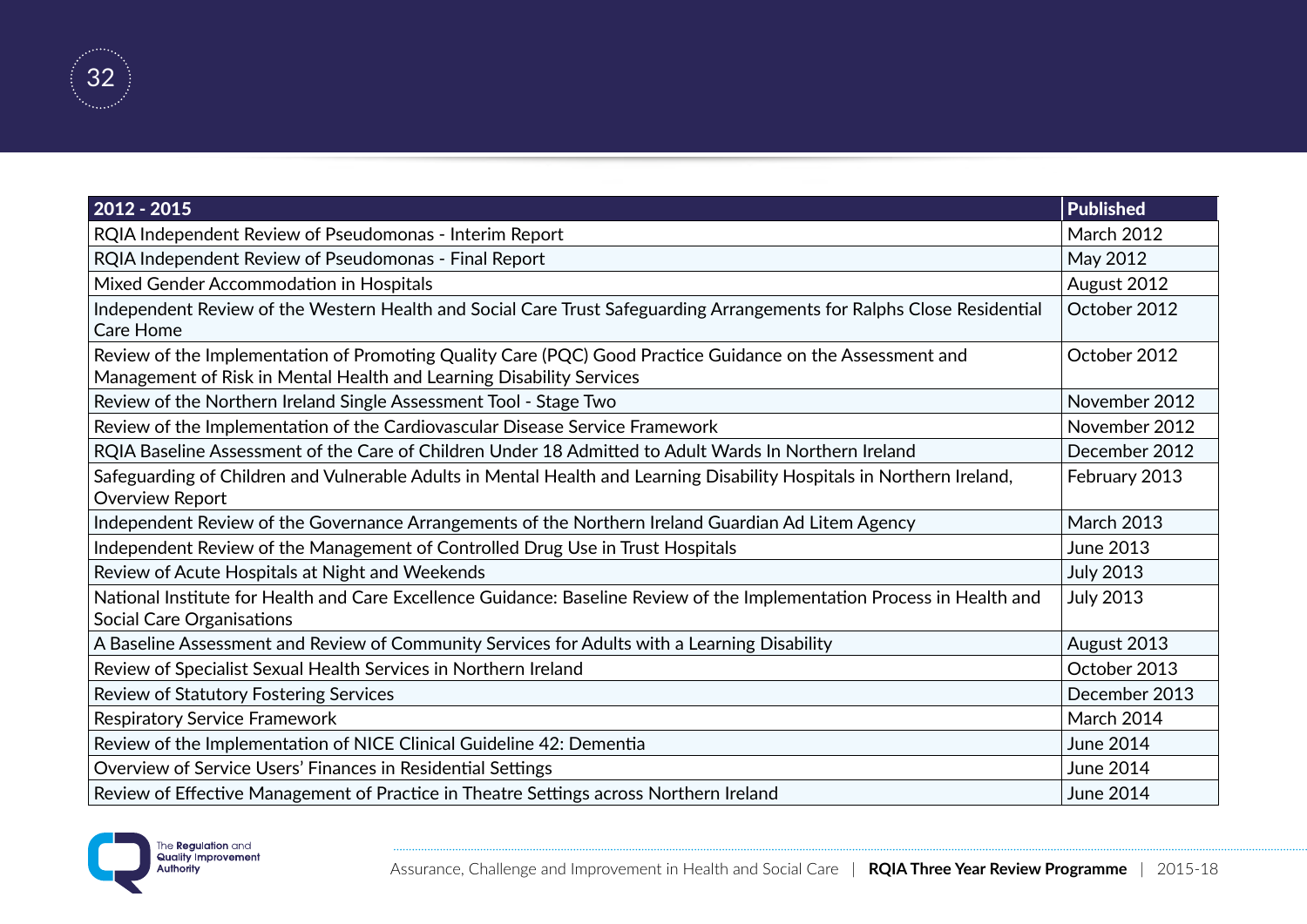| 2012 - 2015 | Published |
|---|---|
| RQIA Independent Review of Pseudomonas - Interim Report | March 2012 |
| RQIA Independent Review of Pseudomonas - Final Report | May 2012 |
| Mixed Gender Accommodation in Hospitals | August 2012 |
| Independent Review of the Western Health and Social Care Trust Safeguarding Arrangements for Ralphs Close Residential Care Home | October 2012 |
| Review of the Implementation of Promoting Quality Care (PQC) Good Practice Guidance on the Assessment and Management of Risk in Mental Health and Learning Disability Services | October 2012 |
| Review of the Northern Ireland Single Assessment Tool - Stage Two | November 2012 |
| Review of the Implementation of the Cardiovascular Disease Service Framework | November 2012 |
| RQIA Baseline Assessment of the Care of Children Under 18 Admitted to Adult Wards In Northern Ireland | December 2012 |
| Safeguarding of Children and Vulnerable Adults in Mental Health and Learning Disability Hospitals in Northern Ireland, Overview Report | February 2013 |
| Independent Review of the Governance Arrangements of the Northern Ireland Guardian Ad Litem Agency | March 2013 |
| Independent Review of the Management of Controlled Drug Use in Trust Hospitals | June 2013 |
| Review of Acute Hospitals at Night and Weekends | July 2013 |
| National Institute for Health and Care Excellence Guidance: Baseline Review of the Implementation Process in Health and Social Care Organisations | July 2013 |
| A Baseline Assessment and Review of Community Services for Adults with a Learning Disability | August 2013 |
| Review of Specialist Sexual Health Services in Northern Ireland | October 2013 |
| Review of Statutory Fostering Services | December 2013 |
| Respiratory Service Framework | March 2014 |
| Review of the Implementation of NICE Clinical Guideline 42: Dementia | June 2014 |
| Overview of Service Users' Finances in Residential Settings | June 2014 |
| Review of Effective Management of Practice in Theatre Settings across Northern Ireland | June 2014 |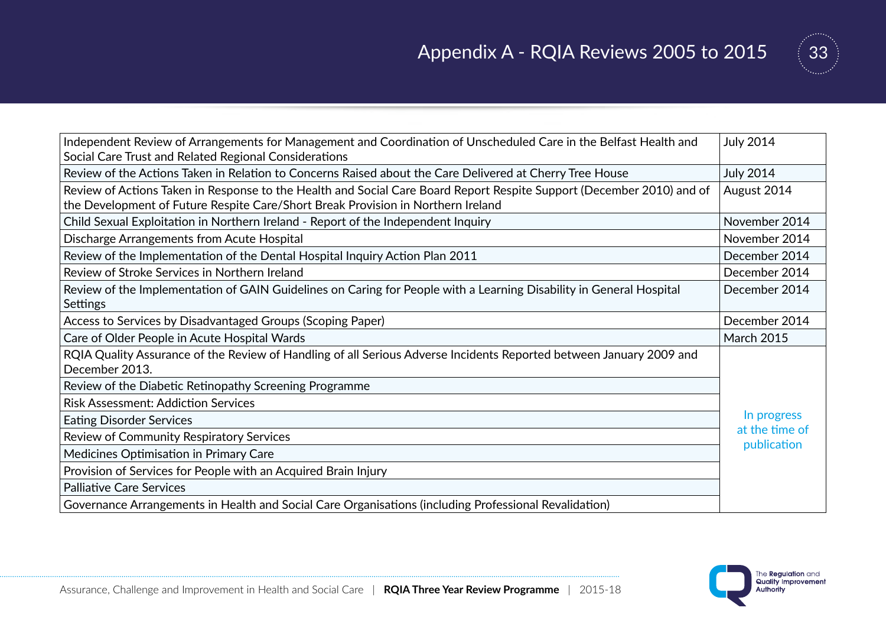## Appendix A - RQIA Reviews 2005 to 2015

| Review | Date |
|---|---|
| Independent Review of Arrangements for Management and Coordination of Unscheduled Care in the Belfast Health and Social Care Trust and Related Regional Considerations | July 2014 |
| Review of the Actions Taken in Relation to Concerns Raised about the Care Delivered at Cherry Tree House | July 2014 |
| Review of Actions Taken in Response to the Health and Social Care Board Report Respite Support (December 2010) and of the Development of Future Respite Care/Short Break Provision in Northern Ireland | August 2014 |
| Child Sexual Exploitation in Northern Ireland - Report of the Independent Inquiry | November 2014 |
| Discharge Arrangements from Acute Hospital | November 2014 |
| Review of the Implementation of the Dental Hospital Inquiry Action Plan 2011 | December 2014 |
| Review of Stroke Services in Northern Ireland | December 2014 |
| Review of the Implementation of GAIN Guidelines on Caring for People with a Learning Disability in General Hospital Settings | December 2014 |
| Access to Services by Disadvantaged Groups (Scoping Paper) | December 2014 |
| Care of Older People in Acute Hospital Wards | March 2015 |
| RQIA Quality Assurance of the Review of Handling of all Serious Adverse Incidents Reported between January 2009 and December 2013. | In progress at the time of publication |
| Review of the Diabetic Retinopathy Screening Programme | |
| Risk Assessment: Addiction Services | |
| Eating Disorder Services | |
| Review of Community Respiratory Services | |
| Medicines Optimisation in Primary Care | |
| Provision of Services for People with an Acquired Brain Injury | |
| Palliative Care Services | |
| Governance Arrangements in Health and Social Care Organisations (including Professional Revalidation) | |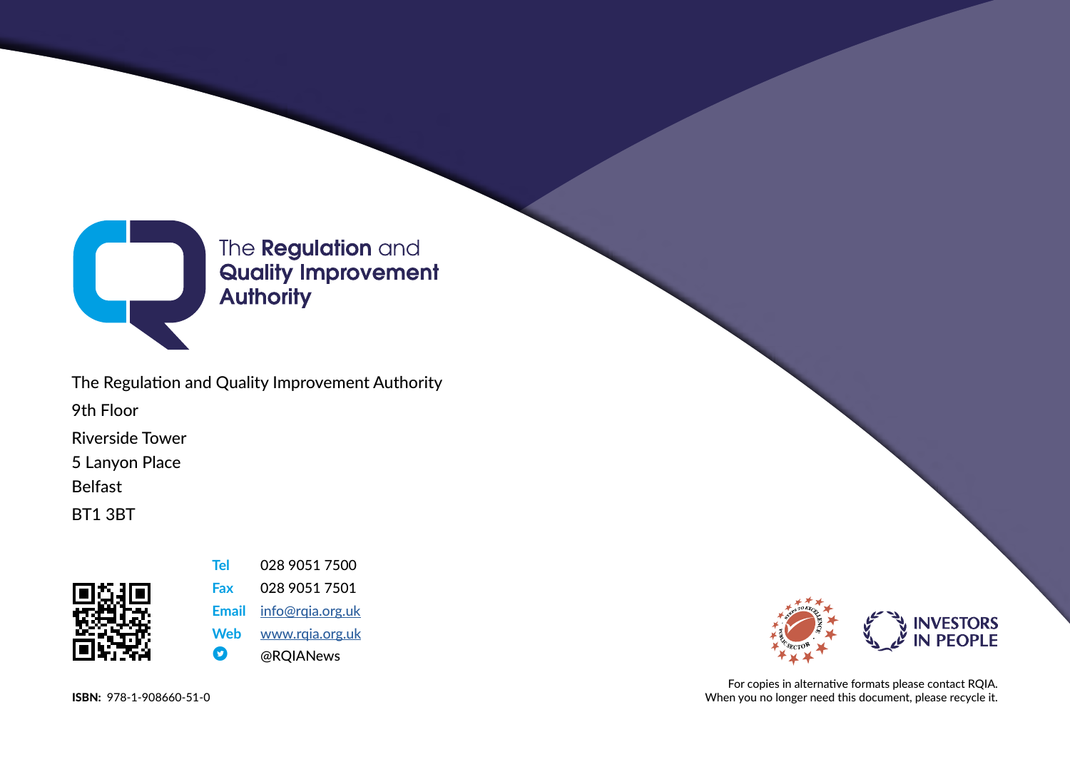The **Regulation** and
**Quality Improvement**
**Authority**

The Regulation and Quality Improvement Authority

9th Floor

Riverside Tower

5 Lanyon Place

Belfast

BT1 3BT

| | |
|---|---|
| **Tel** | 028 9051 7500 |
| **Fax** | 028 9051 7501 |
| **Email** | info@rqia.org.uk |
| **Web** | www.rqia.org.uk |
| | @RQIANews |

INVESTORS IN PEOPLE

**ISBN:** 978-1-908660-51-0

For copies in alternative formats please contact RQIA.
When you no longer need this document, please recycle it.